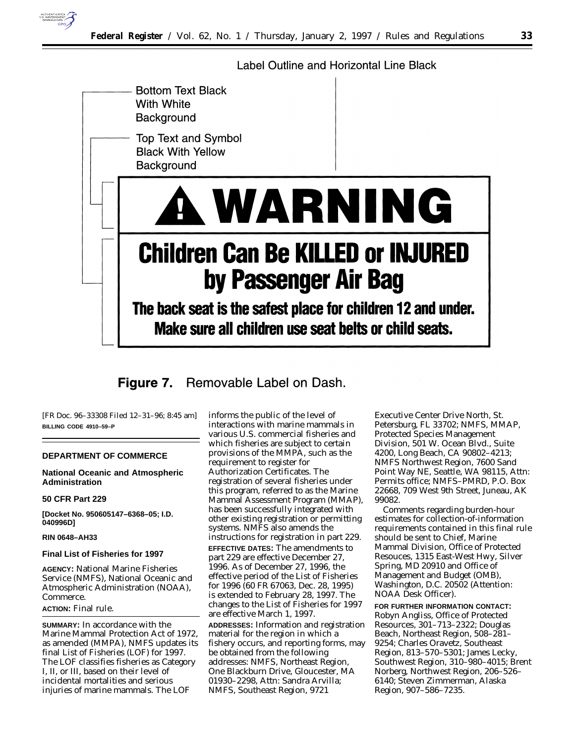Label Outline and Horizontal Line Black

Bottom Text Black With White Background

Top Text and Symbol Black With Yellow Background

**⚠ WARNING**

**Children Can Be KILLED or INJURED by Passenger Air Bag**

**The back seat is the safest place for children 12 and under. Make sure all children use seat belts or child seats.**

**Figure 7.** Removable Label on Dash.

[FR Doc. 96–33308 Filed 12–31–96; 8:45 am]

**BILLING CODE 4910–59–P**

---

**DEPARTMENT OF COMMERCE**

**National Oceanic and Atmospheric Administration**

**50 CFR Part 229**

**[Docket No. 950605147–6368–05; I.D. 040996D]**

**RIN 0648–AH33**

**Final List of Fisheries for 1997**

**AGENCY:** National Marine Fisheries Service (NMFS), National Oceanic and Atmospheric Administration (NOAA), Commerce.

**ACTION:** Final rule.

**SUMMARY:** In accordance with the Marine Mammal Protection Act of 1972, as amended (MMPA), NMFS updates its final List of Fisheries (LOF) for 1997. The LOF classifies fisheries as Category I, II, or III, based on their level of incidental mortalities and serious injuries of marine mammals. The LOF informs the public of the level of interactions with marine mammals in various U.S. commercial fisheries and which fisheries are subject to certain provisions of the MMPA, such as the requirement to register for Authorization Certificates. The registration of several fisheries under this program, referred to as the Marine Mammal Assessment Program (MMAP), has been successfully integrated with other existing registration or permitting systems. NMFS also amends the instructions for registration in part 229.

**EFFECTIVE DATES:** The amendments to part 229 are effective December 27, 1996. As of December 27, 1996, the effective period of the List of Fisheries for 1996 (60 FR 67063, Dec. 28, 1995) is extended to February 28, 1997. The changes to the List of Fisheries for 1997 are effective March 1, 1997.

**ADDRESSES:** Information and registration material for the region in which a fishery occurs, and reporting forms, may be obtained from the following addresses: NMFS, Northeast Region, One Blackburn Drive, Gloucester, MA 01930–2298, Attn: Sandra Arvilla; NMFS, Southeast Region, 9721 Executive Center Drive North, St. Petersburg, FL 33702; NMFS, MMAP, Protected Species Management Division, 501 W. Ocean Blvd., Suite 4200, Long Beach, CA 90802–4213; NMFS Northwest Region, 7600 Sand Point Way NE, Seattle, WA 98115, Attn: Permits office; NMFS–PMRD, P.O. Box 22668, 709 West 9th Street, Juneau, AK 99082.

Comments regarding burden-hour estimates for collection-of-information requirements contained in this final rule should be sent to Chief, Marine Mammal Division, Office of Protected Resouces, 1315 East-West Hwy, Silver Spring, MD 20910 and Office of Management and Budget (OMB), Washington, D.C. 20502 (Attention: NOAA Desk Officer).

**FOR FURTHER INFORMATION CONTACT:** Robyn Angliss, Office of Protected Resources, 301–713–2322; Douglas Beach, Northeast Region, 508–281–9254; Charles Oravetz, Southeast Region, 813–570–5301; James Lecky, Southwest Region, 310–980–4015; Brent Norberg, Northwest Region, 206–526–6140; Steven Zimmerman, Alaska Region, 907–586–7235.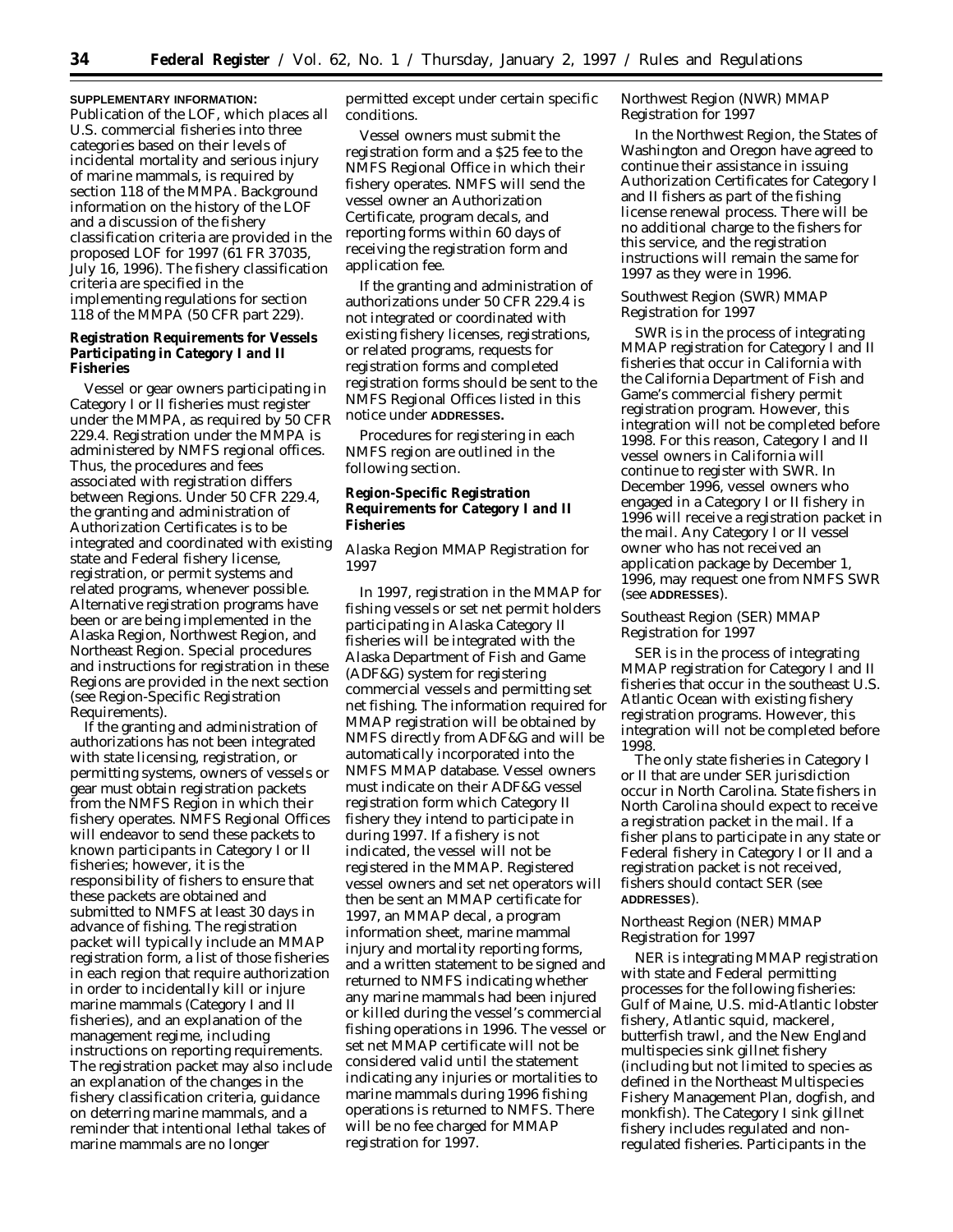**SUPPLEMENTARY INFORMATION:** Publication of the LOF, which places all U.S. commercial fisheries into three categories based on their levels of incidental mortality and serious injury of marine mammals, is required by section 118 of the MMPA. Background information on the history of the LOF and a discussion of the fishery classification criteria are provided in the proposed LOF for 1997 (61 FR 37035, July 16, 1996). The fishery classification criteria are specified in the implementing regulations for section 118 of the MMPA (50 CFR part 229).

### Registration Requirements for Vessels Participating in Category I and II Fisheries

Vessel or gear owners participating in Category I or II fisheries must register under the MMPA, as required by 50 CFR 229.4. Registration under the MMPA is administered by NMFS regional offices. Thus, the procedures and fees associated with registration differs between Regions. Under 50 CFR 229.4, the granting and administration of Authorization Certificates is to be integrated and coordinated with existing state and Federal fishery license, registration, or permit systems and related programs, whenever possible. Alternative registration programs have been or are being implemented in the Alaska Region, Northwest Region, and Northeast Region. Special procedures and instructions for registration in these Regions are provided in the next section (see Region-Specific Registration Requirements).

If the granting and administration of authorizations has not been integrated with state licensing, registration, or permitting systems, owners of vessels or gear must obtain registration packets from the NMFS Region in which their fishery operates. NMFS Regional Offices will endeavor to send these packets to known participants in Category I or II fisheries; however, it is the responsibility of fishers to ensure that these packets are obtained and submitted to NMFS at least 30 days in advance of fishing. The registration packet will typically include an MMAP registration form, a list of those fisheries in each region that require authorization in order to incidentally kill or injure marine mammals (Category I and II fisheries), and an explanation of the management regime, including instructions on reporting requirements. The registration packet may also include an explanation of the changes in the fishery classification criteria, guidance on deterring marine mammals, and a reminder that intentional lethal takes of marine mammals are no longer permitted except under certain specific conditions.

Vessel owners must submit the registration form and a $25 fee to the NMFS Regional Office in which their fishery operates. NMFS will send the vessel owner an Authorization Certificate, program decals, and reporting forms within 60 days of receiving the registration form and application fee.

If the granting and administration of authorizations under 50 CFR 229.4 is not integrated or coordinated with existing fishery licenses, registrations, or related programs, requests for registration forms and completed registration forms should be sent to the NMFS Regional Offices listed in this notice under **ADDRESSES.**

Procedures for registering in each NMFS region are outlined in the following section.

### Region-Specific Registration Requirements for Category I and II Fisheries

*Alaska Region MMAP Registration for 1997*

In 1997, registration in the MMAP for fishing vessels or set net permit holders participating in Alaska Category II fisheries will be integrated with the Alaska Department of Fish and Game (ADF&G) system for registering commercial vessels and permitting set net fishing. The information required for MMAP registration will be obtained by NMFS directly from ADF&G and will be automatically incorporated into the NMFS MMAP database. Vessel owners must indicate on their ADF&G vessel registration form which Category II fishery they intend to participate in during 1997. If a fishery is not indicated, the vessel will not be registered in the MMAP. Registered vessel owners and set net operators will then be sent an MMAP certificate for 1997, an MMAP decal, a program information sheet, marine mammal injury and mortality reporting forms, and a written statement to be signed and returned to NMFS indicating whether any marine mammals had been injured or killed during the vessel's commercial fishing operations in 1996. The vessel or set net MMAP certificate will not be considered valid until the statement indicating any injuries or mortalities to marine mammals during 1996 fishing operations is returned to NMFS. There will be no fee charged for MMAP registration for 1997.

*Northwest Region (NWR) MMAP Registration for 1997*

In the Northwest Region, the States of Washington and Oregon have agreed to continue their assistance in issuing Authorization Certificates for Category I and II fishers as part of the fishing license renewal process. There will be no additional charge to the fishers for this service, and the registration instructions will remain the same for 1997 as they were in 1996.

*Southwest Region (SWR) MMAP Registration for 1997*

SWR is in the process of integrating MMAP registration for Category I and II fisheries that occur in California with the California Department of Fish and Game's commercial fishery permit registration program. However, this integration will not be completed before 1998. For this reason, Category I and II vessel owners in California will continue to register with SWR. In December 1996, vessel owners who engaged in a Category I or II fishery in 1996 will receive a registration packet in the mail. Any Category I or II vessel owner who has not received an application package by December 1, 1996, may request one from NMFS SWR (see **ADDRESSES**).

*Southeast Region (SER) MMAP Registration for 1997*

SER is in the process of integrating MMAP registration for Category I and II fisheries that occur in the southeast U.S. Atlantic Ocean with existing fishery registration programs. However, this integration will not be completed before 1998.

The only state fisheries in Category I or II that are under SER jurisdiction occur in North Carolina. State fishers in North Carolina should expect to receive a registration packet in the mail. If a fisher plans to participate in any state or Federal fishery in Category I or II and a registration packet is not received, fishers should contact SER (see **ADDRESSES**).

*Northeast Region (NER) MMAP Registration for 1997*

NER is integrating MMAP registration with state and Federal permitting processes for the following fisheries: Gulf of Maine, U.S. mid-Atlantic lobster fishery, Atlantic squid, mackerel, butterfish trawl, and the New England multispecies sink gillnet fishery (including but not limited to species as defined in the Northeast Multispecies Fishery Management Plan, dogfish, and monkfish). The Category I sink gillnet fishery includes regulated and non-regulated fisheries. Participants in the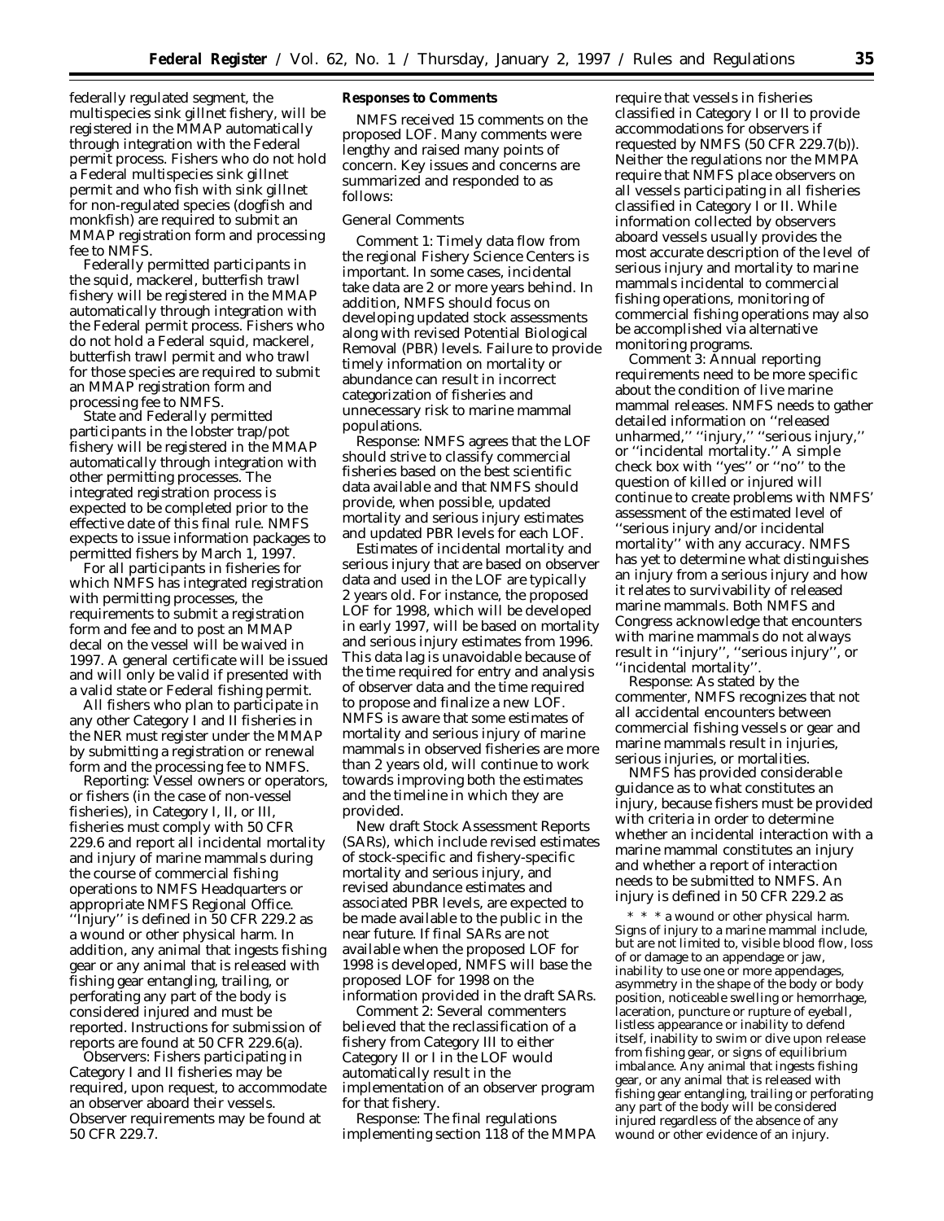federally regulated segment, the multispecies sink gillnet fishery, will be registered in the MMAP automatically through integration with the Federal permit process. Fishers who do not hold a Federal multispecies sink gillnet permit and who fish with sink gillnet for non-regulated species (dogfish and monkfish) are required to submit an MMAP registration form and processing fee to NMFS.

Federally permitted participants in the squid, mackerel, butterfish trawl fishery will be registered in the MMAP automatically through integration with the Federal permit process. Fishers who do not hold a Federal squid, mackerel, butterfish trawl permit and who trawl for those species are required to submit an MMAP registration form and processing fee to NMFS.

State and Federally permitted participants in the lobster trap/pot fishery will be registered in the MMAP automatically through integration with other permitting processes. The integrated registration process is expected to be completed prior to the effective date of this final rule. NMFS expects to issue information packages to permitted fishers by March 1, 1997.

For all participants in fisheries for which NMFS has integrated registration with permitting processes, the requirements to submit a registration form and fee and to post an MMAP decal on the vessel will be waived in 1997. A general certificate will be issued and will only be valid if presented with a valid state or Federal fishing permit.

All fishers who plan to participate in any other Category I and II fisheries in the NER must register under the MMAP by submitting a registration or renewal form and the processing fee to NMFS.

*Reporting:* Vessel owners or operators, or fishers (in the case of non-vessel fisheries), in Category I, II, or III, fisheries must comply with 50 CFR 229.6 and report all incidental mortality and injury of marine mammals during the course of commercial fishing operations to NMFS Headquarters or appropriate NMFS Regional Office. ''Injury'' is defined in 50 CFR 229.2 as a wound or other physical harm. In addition, any animal that ingests fishing gear or any animal that is released with fishing gear entangling, trailing, or perforating any part of the body is considered injured and must be reported. Instructions for submission of reports are found at 50 CFR 229.6(a).

*Observers:* Fishers participating in Category I and II fisheries may be required, upon request, to accommodate an observer aboard their vessels. Observer requirements may be found at 50 CFR 229.7.

**Responses to Comments**

NMFS received 15 comments on the proposed LOF. Many comments were lengthy and raised many points of concern. Key issues and concerns are summarized and responded to as follows:

*General Comments*

*Comment 1:* Timely data flow from the regional Fishery Science Centers is important. In some cases, incidental take data are 2 or more years behind. In addition, NMFS should focus on developing updated stock assessments along with revised Potential Biological Removal (PBR) levels. Failure to provide timely information on mortality or abundance can result in incorrect categorization of fisheries and unnecessary risk to marine mammal populations.

*Response:* NMFS agrees that the LOF should strive to classify commercial fisheries based on the best scientific data available and that NMFS should provide, when possible, updated mortality and serious injury estimates and updated PBR levels for each LOF.

Estimates of incidental mortality and serious injury that are based on observer data and used in the LOF are typically 2 years old. For instance, the proposed LOF for 1998, which will be developed in early 1997, will be based on mortality and serious injury estimates from 1996. This data lag is unavoidable because of the time required for entry and analysis of observer data and the time required to propose and finalize a new LOF. NMFS is aware that some estimates of mortality and serious injury of marine mammals in observed fisheries are more than 2 years old, will continue to work towards improving both the estimates and the timeline in which they are provided.

New draft Stock Assessment Reports (SARs), which include revised estimates of stock-specific and fishery-specific mortality and serious injury, and revised abundance estimates and associated PBR levels, are expected to be made available to the public in the near future. If final SARs are not available when the proposed LOF for 1998 is developed, NMFS will base the proposed LOF for 1998 on the information provided in the draft SARs.

*Comment 2:* Several commenters believed that the reclassification of a fishery from Category III to either Category II or I in the LOF would automatically result in the implementation of an observer program for that fishery.

*Response:* The final regulations implementing section 118 of the MMPA require that vessels in fisheries classified in Category I or II to provide accommodations for observers if requested by NMFS (50 CFR 229.7(b)). Neither the regulations nor the MMPA require that NMFS place observers on all vessels participating in all fisheries classified in Category I or II. While information collected by observers aboard vessels usually provides the most accurate description of the level of serious injury and mortality to marine mammals incidental to commercial fishing operations, monitoring of commercial fishing operations may also be accomplished via alternative monitoring programs.

*Comment 3:* Annual reporting requirements need to be more specific about the condition of live marine mammal releases. NMFS needs to gather detailed information on ''released unharmed,'' ''injury,'' ''serious injury,'' or ''incidental mortality.'' A simple check box with ''yes'' or ''no'' to the question of killed or injured will continue to create problems with NMFS' assessment of the estimated level of ''serious injury and/or incidental mortality'' with any accuracy. NMFS has yet to determine what distinguishes an injury from a serious injury and how it relates to survivability of released marine mammals. Both NMFS and Congress acknowledge that encounters with marine mammals do not always result in ''injury'', ''serious injury'', or ''incidental mortality''.

*Response:* As stated by the commenter, NMFS recognizes that not all accidental encounters between commercial fishing vessels or gear and marine mammals result in injuries, serious injuries, or mortalities.

NMFS has provided considerable guidance as to what constitutes an injury, because fishers must be provided with criteria in order to determine whether an incidental interaction with a marine mammal constitutes an injury and whether a report of interaction needs to be submitted to NMFS. An injury is defined in 50 CFR 229.2 as

> * * * a wound or other physical harm. Signs of injury to a marine mammal include, but are not limited to, visible blood flow, loss of or damage to an appendage or jaw, inability to use one or more appendages, asymmetry in the shape of the body or body position, noticeable swelling or hemorrhage, laceration, puncture or rupture of eyeball, listless appearance or inability to defend itself, inability to swim or dive upon release from fishing gear, or signs of equilibrium imbalance. Any animal that ingests fishing gear, or any animal that is released with fishing gear entangling, trailing or perforating any part of the body will be considered injured regardless of the absence of any wound or other evidence of an injury.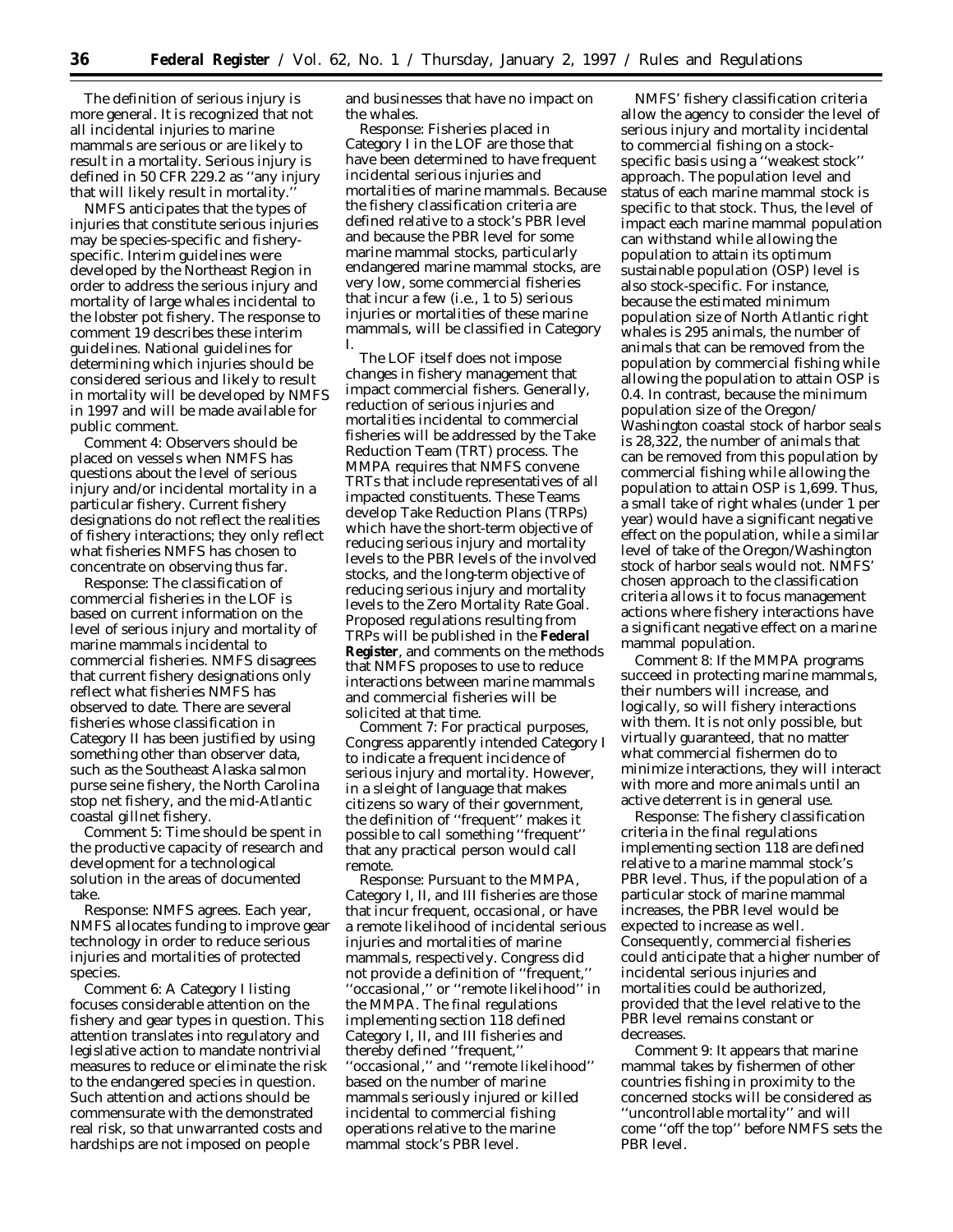The definition of serious injury is more general. It is recognized that not all incidental injuries to marine mammals are serious or are likely to result in a mortality. Serious injury is defined in 50 CFR 229.2 as ''any injury that will likely result in mortality.''

NMFS anticipates that the types of injuries that constitute serious injuries may be species-specific and fishery-specific. Interim guidelines were developed by the Northeast Region in order to address the serious injury and mortality of large whales incidental to the lobster pot fishery. The response to comment 19 describes these interim guidelines. National guidelines for determining which injuries should be considered serious and likely to result in mortality will be developed by NMFS in 1997 and will be made available for public comment.

*Comment 4:* Observers should be placed on vessels when NMFS has questions about the level of serious injury and/or incidental mortality in a particular fishery. Current fishery designations do not reflect the realities of fishery interactions; they only reflect what fisheries NMFS has chosen to concentrate on observing thus far.

*Response:* The classification of commercial fisheries in the LOF is based on current information on the level of serious injury and mortality of marine mammals incidental to commercial fisheries. NMFS disagrees that current fishery designations only reflect what fisheries NMFS has observed to date. There are several fisheries whose classification in Category II has been justified by using something other than observer data, such as the Southeast Alaska salmon purse seine fishery, the North Carolina stop net fishery, and the mid-Atlantic coastal gillnet fishery.

*Comment 5:* Time should be spent in the productive capacity of research and development for a technological solution in the areas of documented take.

*Response:* NMFS agrees. Each year, NMFS allocates funding to improve gear technology in order to reduce serious injuries and mortalities of protected species.

*Comment 6:* A Category I listing focuses considerable attention on the fishery and gear types in question. This attention translates into regulatory and legislative action to mandate nontrivial measures to reduce or eliminate the risk to the endangered species in question. Such attention and actions should be commensurate with the demonstrated real risk, so that unwarranted costs and hardships are not imposed on people and businesses that have no impact on the whales.

*Response:* Fisheries placed in Category I in the LOF are those that have been determined to have frequent incidental serious injuries and mortalities of marine mammals. Because the fishery classification criteria are defined relative to a stock's PBR level and because the PBR level for some marine mammal stocks, particularly endangered marine mammal stocks, are very low, some commercial fisheries that incur a few (i.e., 1 to 5) serious injuries or mortalities of these marine mammals, will be classified in Category I.

The LOF itself does not impose changes in fishery management that impact commercial fishers. Generally, reduction of serious injuries and mortalities incidental to commercial fisheries will be addressed by the Take Reduction Team (TRT) process. The MMPA requires that NMFS convene TRTs that include representatives of all impacted constituents. These Teams develop Take Reduction Plans (TRPs) which have the short-term objective of reducing serious injury and mortality levels to the PBR levels of the involved stocks, and the long-term objective of reducing serious injury and mortality levels to the Zero Mortality Rate Goal. Proposed regulations resulting from TRPs will be published in the **Federal Register**, and comments on the methods that NMFS proposes to use to reduce interactions between marine mammals and commercial fisheries will be solicited at that time.

*Comment 7:* For practical purposes, Congress apparently intended Category I to indicate a frequent incidence of serious injury and mortality. However, in a sleight of language that makes citizens so wary of their government, the definition of ''frequent'' makes it possible to call something ''frequent'' that any practical person would call remote.

*Response:* Pursuant to the MMPA, Category I, II, and III fisheries are those that incur frequent, occasional, or have a remote likelihood of incidental serious injuries and mortalities of marine mammals, respectively. Congress did not provide a definition of ''frequent,'' ''occasional,'' or ''remote likelihood'' in the MMPA. The final regulations implementing section 118 defined Category I, II, and III fisheries and thereby defined ''frequent,'' ''occasional,'' and ''remote likelihood'' based on the number of marine mammals seriously injured or killed incidental to commercial fishing operations relative to the marine mammal stock's PBR level.

NMFS' fishery classification criteria allow the agency to consider the level of serious injury and mortality incidental to commercial fishing on a stock-specific basis using a ''weakest stock'' approach. The population level and status of each marine mammal stock is specific to that stock. Thus, the level of impact each marine mammal population can withstand while allowing the population to attain its optimum sustainable population (OSP) level is also stock-specific. For instance, because the estimated minimum population size of North Atlantic right whales is 295 animals, the number of animals that can be removed from the population by commercial fishing while allowing the population to attain OSP is 0.4. In contrast, because the minimum population size of the Oregon/Washington coastal stock of harbor seals is 28,322, the number of animals that can be removed from this population by commercial fishing while allowing the population to attain OSP is 1,699. Thus, a small take of right whales (under 1 per year) would have a significant negative effect on the population, while a similar level of take of the Oregon/Washington stock of harbor seals would not. NMFS' chosen approach to the classification criteria allows it to focus management actions where fishery interactions have a significant negative effect on a marine mammal population.

*Comment 8:* If the MMPA programs succeed in protecting marine mammals, their numbers will increase, and logically, so will fishery interactions with them. It is not only possible, but virtually guaranteed, that no matter what commercial fishermen do to minimize interactions, they will interact with more and more animals until an active deterrent is in general use.

*Response:* The fishery classification criteria in the final regulations implementing section 118 are defined relative to a marine mammal stock's PBR level. Thus, if the population of a particular stock of marine mammal increases, the PBR level would be expected to increase as well. Consequently, commercial fisheries could anticipate that a higher number of incidental serious injuries and mortalities could be authorized, provided that the level relative to the PBR level remains constant or decreases.

*Comment 9:* It appears that marine mammal takes by fishermen of other countries fishing in proximity to the concerned stocks will be considered as ''uncontrollable mortality'' and will come ''off the top'' before NMFS sets the PBR level.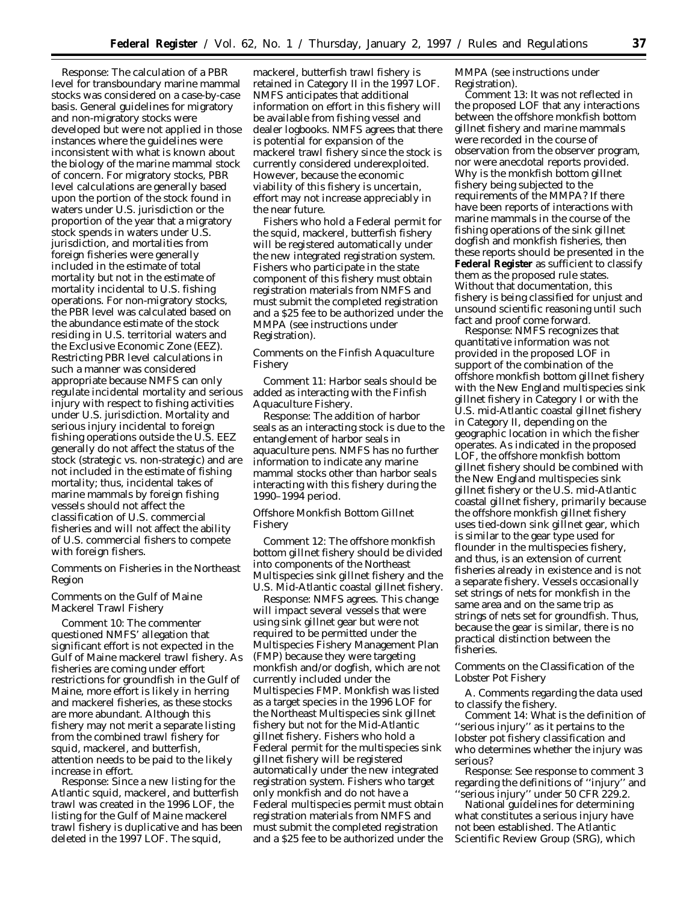Response: The calculation of a PBR level for transboundary marine mammal stocks was considered on a case-by-case basis. General guidelines for migratory and non-migratory stocks were developed but were not applied in those instances where the guidelines were inconsistent with what is known about the biology of the marine mammal stock of concern. For migratory stocks, PBR level calculations are generally based upon the portion of the stock found in waters under U.S. jurisdiction or the proportion of the year that a migratory stock spends in waters under U.S. jurisdiction, and mortalities from foreign fisheries were generally included in the estimate of total mortality but not in the estimate of mortality incidental to U.S. fishing operations. For non-migratory stocks, the PBR level was calculated based on the abundance estimate of the stock residing in U.S. territorial waters and the Exclusive Economic Zone (EEZ). Restricting PBR level calculations in such a manner was considered appropriate because NMFS can only regulate incidental mortality and serious injury with respect to fishing activities under U.S. jurisdiction. Mortality and serious injury incidental to foreign fishing operations outside the U.S. EEZ generally do not affect the status of the stock (strategic vs. non-strategic) and are not included in the estimate of fishing mortality; thus, incidental takes of marine mammals by foreign fishing vessels should not affect the classification of U.S. commercial fisheries and will not affect the ability of U.S. commercial fishers to compete with foreign fishers.

### Comments on Fisheries in the Northeast Region

### Comments on the Gulf of Maine Mackerel Trawl Fishery

Comment 10: The commenter questioned NMFS' allegation that significant effort is not expected in the Gulf of Maine mackerel trawl fishery. As fisheries are coming under effort restrictions for groundfish in the Gulf of Maine, more effort is likely in herring and mackerel fisheries, as these stocks are more abundant. Although this fishery may not merit a separate listing from the combined trawl fishery for squid, mackerel, and butterfish, attention needs to be paid to the likely increase in effort.

Response: Since a new listing for the Atlantic squid, mackerel, and butterfish trawl was created in the 1996 LOF, the listing for the Gulf of Maine mackerel trawl fishery is duplicative and has been deleted in the 1997 LOF. The squid, mackerel, butterfish trawl fishery is retained in Category II in the 1997 LOF. NMFS anticipates that additional information on effort in this fishery will be available from fishing vessel and dealer logbooks. NMFS agrees that there is potential for expansion of the mackerel trawl fishery since the stock is currently considered underexploited. However, because the economic viability of this fishery is uncertain, effort may not increase appreciably in the near future.

Fishers who hold a Federal permit for the squid, mackerel, butterfish fishery will be registered automatically under the new integrated registration system. Fishers who participate in the state component of this fishery must obtain registration materials from NMFS and must submit the completed registration and a $25 fee to be authorized under the MMPA (see instructions under Registration).

### Comments on the Finfish Aquaculture Fishery

Comment 11: Harbor seals should be added as interacting with the Finfish Aquaculture Fishery.

Response: The addition of harbor seals as an interacting stock is due to the entanglement of harbor seals in aquaculture pens. NMFS has no further information to indicate any marine mammal stocks other than harbor seals interacting with this fishery during the 1990–1994 period.

### Offshore Monkfish Bottom Gillnet Fishery

Comment 12: The offshore monkfish bottom gillnet fishery should be divided into components of the Northeast Multispecies sink gillnet fishery and the U.S. Mid-Atlantic coastal gillnet fishery.

Response: NMFS agrees. This change will impact several vessels that were using sink gillnet gear but were not required to be permitted under the Multispecies Fishery Management Plan (FMP) because they were targeting monkfish and/or dogfish, which are not currently included under the Multispecies FMP. Monkfish was listed as a target species in the 1996 LOF for the Northeast Multispecies sink gillnet fishery but not for the Mid-Atlantic gillnet fishery. Fishers who hold a Federal permit for the multispecies sink gillnet fishery will be registered automatically under the new integrated registration system. Fishers who target only monkfish and do not have a Federal multispecies permit must obtain registration materials from NMFS and must submit the completed registration and a $25 fee to be authorized under the MMPA (see instructions under Registration).

Comment 13: It was not reflected in the proposed LOF that any interactions between the offshore monkfish bottom gillnet fishery and marine mammals were recorded in the course of observation from the observer program, nor were anecdotal reports provided. Why is the monkfish bottom gillnet fishery being subjected to the requirements of the MMPA? If there have been reports of interactions with marine mammals in the course of the fishing operations of the sink gillnet dogfish and monkfish fisheries, then these reports should be presented in the **Federal Register** as sufficient to classify them as the proposed rule states. Without that documentation, this fishery is being classified for unjust and unsound scientific reasoning until such fact and proof come forward.

Response: NMFS recognizes that quantitative information was not provided in the proposed LOF in support of the combination of the offshore monkfish bottom gillnet fishery with the New England multispecies sink gillnet fishery in Category I or with the U.S. mid-Atlantic coastal gillnet fishery in Category II, depending on the geographic location in which the fisher operates. As indicated in the proposed LOF, the offshore monkfish bottom gillnet fishery should be combined with the New England multispecies sink gillnet fishery or the U.S. mid-Atlantic coastal gillnet fishery, primarily because the offshore monkfish gillnet fishery uses tied-down sink gillnet gear, which is similar to the gear type used for flounder in the multispecies fishery, and thus, is an extension of current fisheries already in existence and is not a separate fishery. Vessels occasionally set strings of nets for monkfish in the same area and on the same trip as strings of nets set for groundfish. Thus, because the gear is similar, there is no practical distinction between the fisheries.

### Comments on the Classification of the Lobster Pot Fishery

A. Comments regarding the data used to classify the fishery.

Comment 14: What is the definition of ''serious injury'' as it pertains to the lobster pot fishery classification and who determines whether the injury was serious?

Response: See response to comment 3 regarding the definitions of ''injury'' and ''serious injury'' under 50 CFR 229.2.

National guidelines for determining what constitutes a serious injury have not been established. The Atlantic Scientific Review Group (SRG), which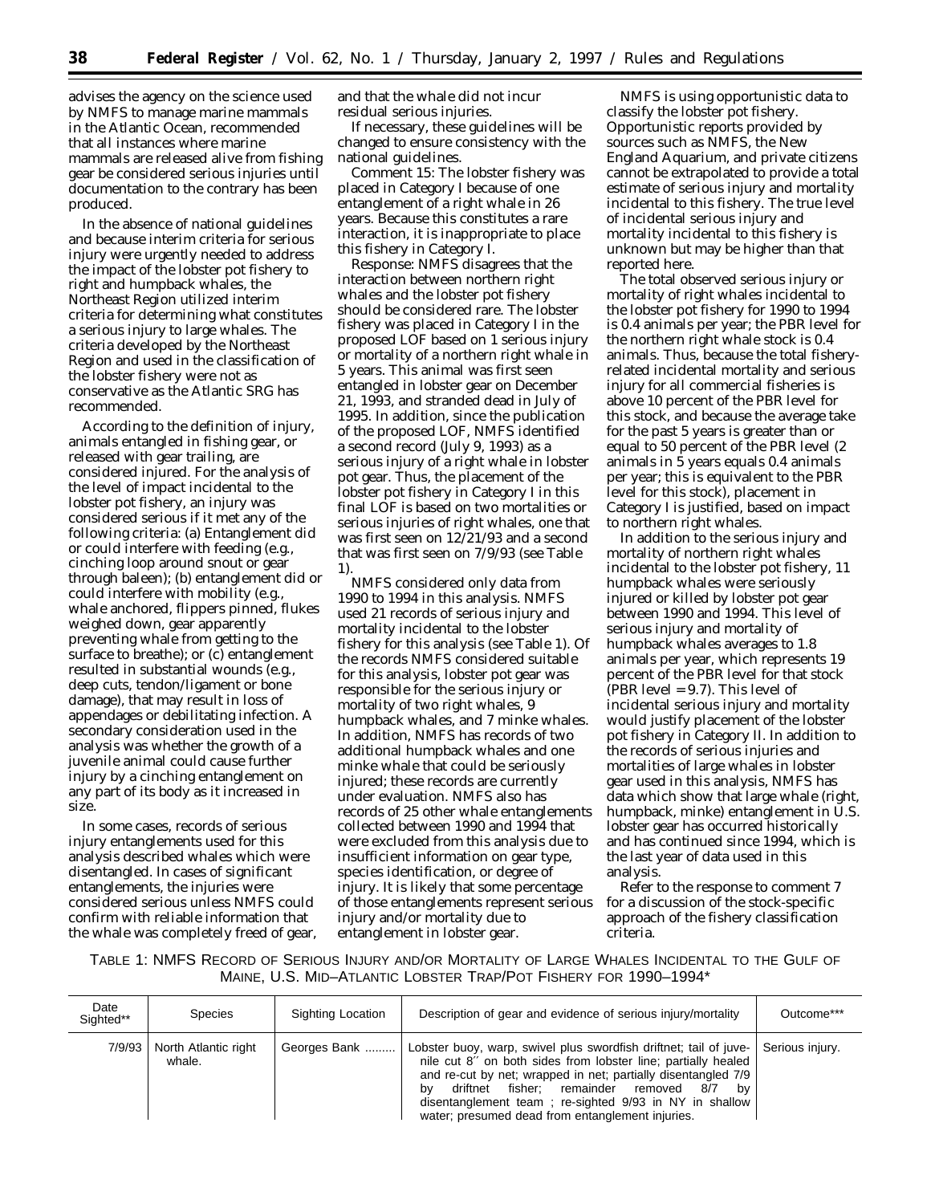advises the agency on the science used by NMFS to manage marine mammals in the Atlantic Ocean, recommended that all instances where marine mammals are released alive from fishing gear be considered serious injuries until documentation to the contrary has been produced.

In the absence of national guidelines and because interim criteria for serious injury were urgently needed to address the impact of the lobster pot fishery to right and humpback whales, the Northeast Region utilized interim criteria for determining what constitutes a serious injury to large whales. The criteria developed by the Northeast Region and used in the classification of the lobster fishery were not as conservative as the Atlantic SRG has recommended.

According to the definition of injury, animals entangled in fishing gear, or released with gear trailing, are considered injured. For the analysis of the level of impact incidental to the lobster pot fishery, an injury was considered serious if it met any of the following criteria: (a) Entanglement did or could interfere with feeding (e.g., cinching loop around snout or gear through baleen); (b) entanglement did or could interfere with mobility (e.g., whale anchored, flippers pinned, flukes weighed down, gear apparently preventing whale from getting to the surface to breathe); or (c) entanglement resulted in substantial wounds (e.g., deep cuts, tendon/ligament or bone damage), that may result in loss of appendages or debilitating infection. A secondary consideration used in the analysis was whether the growth of a juvenile animal could cause further injury by a cinching entanglement on any part of its body as it increased in size.

In some cases, records of serious injury entanglements used for this analysis described whales which were disentangled. In cases of significant entanglements, the injuries were considered serious unless NMFS could confirm with reliable information that the whale was completely freed of gear, and that the whale did not incur residual serious injuries.

If necessary, these guidelines will be changed to ensure consistency with the national guidelines.

*Comment 15*: The lobster fishery was placed in Category I because of one entanglement of a right whale in 26 years. Because this constitutes a rare interaction, it is inappropriate to place this fishery in Category I.

*Response*: NMFS disagrees that the interaction between northern right whales and the lobster pot fishery should be considered rare. The lobster fishery was placed in Category I in the proposed LOF based on 1 serious injury or mortality of a northern right whale in 5 years. This animal was first seen entangled in lobster gear on December 21, 1993, and stranded dead in July of 1995. In addition, since the publication of the proposed LOF, NMFS identified a second record (July 9, 1993) as a serious injury of a right whale in lobster pot gear. Thus, the placement of the lobster pot fishery in Category I in this final LOF is based on two mortalities or serious injuries of right whales, one that was first seen on 12/21/93 and a second that was first seen on 7/9/93 (see Table 1).

NMFS considered only data from 1990 to 1994 in this analysis. NMFS used 21 records of serious injury and mortality incidental to the lobster fishery for this analysis (see Table 1). Of the records NMFS considered suitable for this analysis, lobster pot gear was responsible for the serious injury or mortality of two right whales, 9 humpback whales, and 7 minke whales. In addition, NMFS has records of two additional humpback whales and one minke whale that could be seriously injured; these records are currently under evaluation. NMFS also has records of 25 other whale entanglements collected between 1990 and 1994 that were excluded from this analysis due to insufficient information on gear type, species identification, or degree of injury. It is likely that some percentage of those entanglements represent serious injury and/or mortality due to entanglement in lobster gear.

NMFS is using opportunistic data to classify the lobster pot fishery. Opportunistic reports provided by sources such as NMFS, the New England Aquarium, and private citizens cannot be extrapolated to provide a total estimate of serious injury and mortality incidental to this fishery. The true level of incidental serious injury and mortality incidental to this fishery is unknown but may be higher than that reported here.

The total observed serious injury or mortality of right whales incidental to the lobster pot fishery for 1990 to 1994 is 0.4 animals per year; the PBR level for the northern right whale stock is 0.4 animals. Thus, because the total fishery-related incidental mortality and serious injury for all commercial fisheries is above 10 percent of the PBR level for this stock, and because the average take for the past 5 years is greater than or equal to 50 percent of the PBR level (2 animals in 5 years equals 0.4 animals per year; this is equivalent to the PBR level for this stock), placement in Category I is justified, based on impact to northern right whales.

In addition to the serious injury and mortality of northern right whales incidental to the lobster pot fishery, 11 humpback whales were seriously injured or killed by lobster pot gear between 1990 and 1994. This level of serious injury and mortality of humpback whales averages to 1.8 animals per year, which represents 19 percent of the PBR level for that stock (PBR level = 9.7). This level of incidental serious injury and mortality would justify placement of the lobster pot fishery in Category II. In addition to the records of serious injuries and mortalities of large whales in lobster gear used in this analysis, NMFS has data which show that large whale (right, humpback, minke) entanglement in U.S. lobster gear has occurred historically and has continued since 1994, which is the last year of data used in this analysis.

Refer to the response to comment 7 for a discussion of the stock-specific approach of the fishery classification criteria.

TABLE 1: NMFS RECORD OF SERIOUS INJURY AND/OR MORTALITY OF LARGE WHALES INCIDENTAL TO THE GULF OF MAINE, U.S. MID–ATLANTIC LOBSTER TRAP/POT FISHERY FOR 1990–1994*

| Date Sighted** | Species | Sighting Location | Description of gear and evidence of serious injury/mortality | Outcome*** |
|---|---|---|---|---|
| 7/9/93 | North Atlantic right whale. | Georges Bank ......... | Lobster buoy, warp, swivel plus swordfish driftnet; tail of juvenile cut 8″ on both sides from lobster line; partially healed and re-cut by net; wrapped in net; partially disentangled 7/9 by driftnet fisher; remainder removed 8/7 by disentanglement team ; re-sighted 9/93 in NY in shallow water; presumed dead from entanglement injuries. | Serious injury. |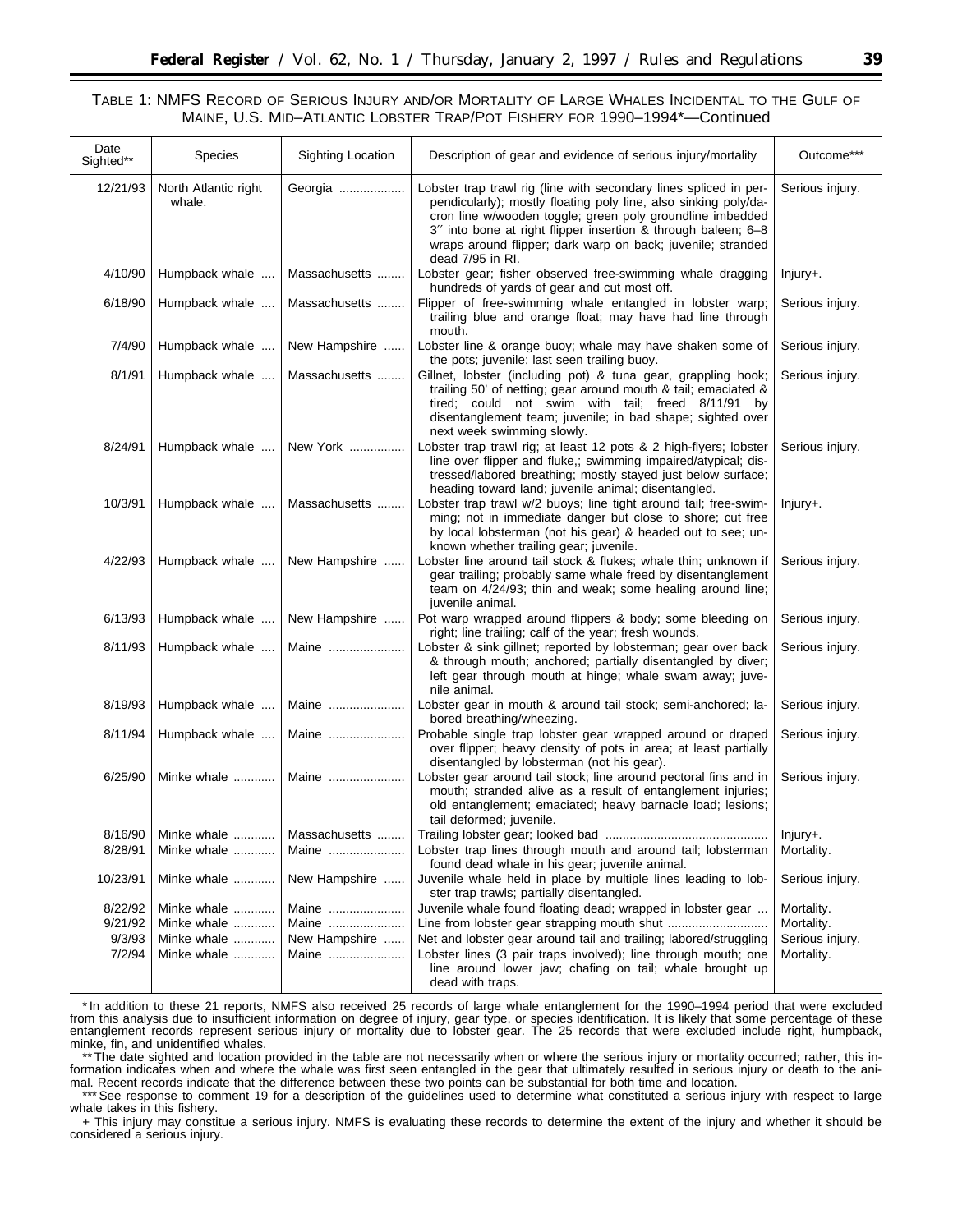TABLE 1: NMFS RECORD OF SERIOUS INJURY AND/OR MORTALITY OF LARGE WHALES INCIDENTAL TO THE GULF OF MAINE, U.S. MID–ATLANTIC LOBSTER TRAP/POT FISHERY FOR 1990–1994*—Continued

| Date Sighted** | Species | Sighting Location | Description of gear and evidence of serious injury/mortality | Outcome*** |
|---|---|---|---|---|
| 12/21/93 | North Atlantic right whale. | Georgia | Lobster trap trawl rig (line with secondary lines spliced in perpendicularly); mostly floating poly line, also sinking poly/dacron line w/wooden toggle; green poly groundline imbedded 3″ into bone at right flipper insertion & through baleen; 6–8 wraps around flipper; dark warp on back; juvenile; stranded dead 7/95 in RI. | Serious injury. |
| 4/10/90 | Humpback whale | Massachusetts | Lobster gear; fisher observed free-swimming whale dragging hundreds of yards of gear and cut most off. | Injury+. |
| 6/18/90 | Humpback whale | Massachusetts | Flipper of free-swimming whale entangled in lobster warp; trailing blue and orange float; may have had line through mouth. | Serious injury. |
| 7/4/90 | Humpback whale | New Hampshire | Lobster line & orange buoy; whale may have shaken some of the pots; juvenile; last seen trailing buoy. | Serious injury. |
| 8/1/91 | Humpback whale | Massachusetts | Gillnet, lobster (including pot) & tuna gear, grappling hook; trailing 50′ of netting; gear around mouth & tail; emaciated & tired; could not swim with tail; freed 8/11/91 by disentanglement team; juvenile; in bad shape; sighted over next week swimming slowly. | Serious injury. |
| 8/24/91 | Humpback whale | New York | Lobster trap trawl rig; at least 12 pots & 2 high-flyers; lobster line over flipper and fluke,; swimming impaired/atypical; distressed/labored breathing; mostly stayed just below surface; heading toward land; juvenile animal; disentangled. | Serious injury. |
| 10/3/91 | Humpback whale | Massachusetts | Lobster trap trawl w/2 buoys; line tight around tail; free-swimming; not in immediate danger but close to shore; cut free by local lobsterman (not his gear) & headed out to see; unknown whether trailing gear; juvenile. | Injury+. |
| 4/22/93 | Humpback whale | New Hampshire | Lobster line around tail stock & flukes; whale thin; unknown if gear trailing; probably same whale freed by disentanglement team on 4/24/93; thin and weak; some healing around line; juvenile animal. | Serious injury. |
| 6/13/93 | Humpback whale | New Hampshire | Pot warp wrapped around flippers & body; some bleeding on right; line trailing; calf of the year; fresh wounds. | Serious injury. |
| 8/11/93 | Humpback whale | Maine | Lobster & sink gillnet; reported by lobsterman; gear over back & through mouth; anchored; partially disentangled by diver; left gear through mouth at hinge; whale swam away; juvenile animal. | Serious injury. |
| 8/19/93 | Humpback whale | Maine | Lobster gear in mouth & around tail stock; semi-anchored; labored breathing/wheezing. | Serious injury. |
| 8/11/94 | Humpback whale | Maine | Probable single trap lobster gear wrapped around or draped over flipper; heavy density of pots in area; at least partially disentangled by lobsterman (not his gear). | Serious injury. |
| 6/25/90 | Minke whale | Maine | Lobster gear around tail stock; line around pectoral fins and in mouth; stranded alive as a result of entanglement injuries; old entanglement; emaciated; heavy barnacle load; lesions; tail deformed; juvenile. | Serious injury. |
| 8/16/90 | Minke whale | Massachusetts | Trailing lobster gear; looked bad | Injury+. |
| 8/28/91 | Minke whale | Maine | Lobster trap lines through mouth and around tail; lobsterman found dead whale in his gear; juvenile animal. | Mortality. |
| 10/23/91 | Minke whale | New Hampshire | Juvenile whale held in place by multiple lines leading to lobster trap trawls; partially disentangled. | Serious injury. |
| 8/22/92 | Minke whale | Maine | Juvenile whale found floating dead; wrapped in lobster gear | Mortality. |
| 9/21/92 | Minke whale | Maine | Line from lobster gear strapping mouth shut | Mortality. |
| 9/3/93 | Minke whale | New Hampshire | Net and lobster gear around tail and trailing; labored/struggling | Serious injury. |
| 7/2/94 | Minke whale | Maine | Lobster lines (3 pair traps involved); line through mouth; one line around lower jaw; chafing on tail; whale brought up dead with traps. | Mortality. |

\* In addition to these 21 reports, NMFS also received 25 records of large whale entanglement for the 1990–1994 period that were excluded from this analysis due to insufficient information on degree of injury, gear type, or species identification. It is likely that some percentage of these entanglement records represent serious injury or mortality due to lobster gear. The 25 records that were excluded include right, humpback, minke, fin, and unidentified whales.

\*\* The date sighted and location provided in the table are not necessarily when or where the serious injury or mortality occurred; rather, this information indicates when and where the whale was first seen entangled in the gear that ultimately resulted in serious injury or death to the animal. Recent records indicate that the difference between these two points can be substantial for both time and location.

\*\*\* See response to comment 19 for a description of the guidelines used to determine what constituted a serious injury with respect to large whale takes in this fishery.

+ This injury may constitue a serious injury. NMFS is evaluating these records to determine the extent of the injury and whether it should be considered a serious injury.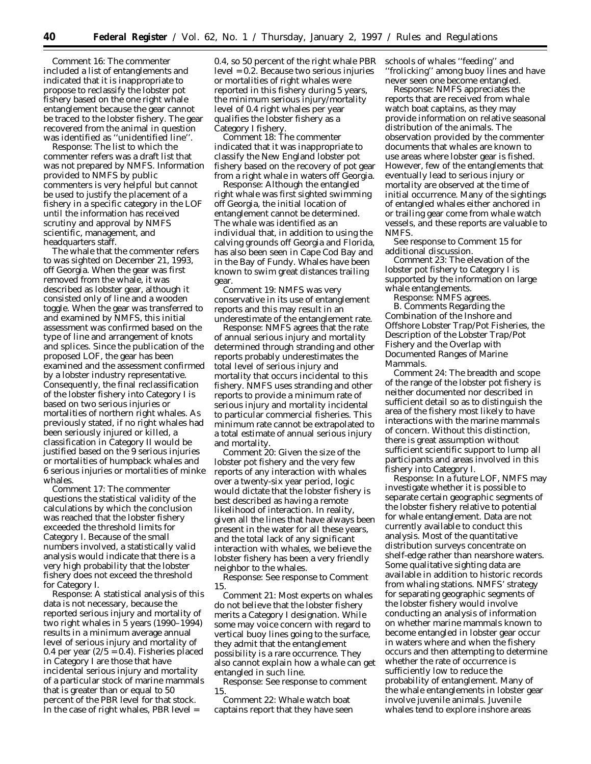Comment 16: The commenter included a list of entanglements and indicated that it is inappropriate to propose to reclassify the lobster pot fishery based on the one right whale entanglement because the gear cannot be traced to the lobster fishery. The gear recovered from the animal in question was identified as ''unidentified line''.

Response: The list to which the commenter refers was a draft list that was not prepared by NMFS. Information provided to NMFS by public commenters is very helpful but cannot be used to justify the placement of a fishery in a specific category in the LOF until the information has received scrutiny and approval by NMFS scientific, management, and headquarters staff.

The whale that the commenter refers to was sighted on December 21, 1993, off Georgia. When the gear was first removed from the whale, it was described as lobster gear, although it consisted only of line and a wooden toggle. When the gear was transferred to and examined by NMFS, this initial assessment was confirmed based on the type of line and arrangement of knots and splices. Since the publication of the proposed LOF, the gear has been examined and the assessment confirmed by a lobster industry representative. Consequently, the final reclassification of the lobster fishery into Category I is based on two serious injuries or mortalities of northern right whales. As previously stated, if no right whales had been seriously injured or killed, a classification in Category II would be justified based on the 9 serious injuries or mortalities of humpback whales and 6 serious injuries or mortalities of minke whales.

Comment 17: The commenter questions the statistical validity of the calculations by which the conclusion was reached that the lobster fishery exceeded the threshold limits for Category I. Because of the small numbers involved, a statistically valid analysis would indicate that there is a very high probability that the lobster fishery does not exceed the threshold for Category I.

Response: A statistical analysis of this data is not necessary, because the reported serious injury and mortality of two right whales in 5 years (1990–1994) results in a minimum average annual level of serious injury and mortality of 0.4 per year ($2/5 = 0.4$). Fisheries placed in Category I are those that have incidental serious injury and mortality of a particular stock of marine mammals that is greater than or equal to 50 percent of the PBR level for that stock. In the case of right whales, PBR level = 0.4, so 50 percent of the right whale PBR level = 0.2. Because two serious injuries or mortalities of right whales were reported in this fishery during 5 years, the minimum serious injury/mortality level of 0.4 right whales per year qualifies the lobster fishery as a Category I fishery.

Comment 18: The commenter indicated that it was inappropriate to classify the New England lobster pot fishery based on the recovery of pot gear from a right whale in waters off Georgia.

Response: Although the entangled right whale was first sighted swimming off Georgia, the initial location of entanglement cannot be determined. The whale was identified as an individual that, in addition to using the calving grounds off Georgia and Florida, has also been seen in Cape Cod Bay and in the Bay of Fundy. Whales have been known to swim great distances trailing gear.

Comment 19: NMFS was very conservative in its use of entanglement reports and this may result in an underestimate of the entanglement rate.

Response: NMFS agrees that the rate of annual serious injury and mortality determined through stranding and other reports probably underestimates the total level of serious injury and mortality that occurs incidental to this fishery. NMFS uses stranding and other reports to provide a minimum rate of serious injury and mortality incidental to particular commercial fisheries. This minimum rate cannot be extrapolated to a total estimate of annual serious injury and mortality.

Comment 20: Given the size of the lobster pot fishery and the very few reports of any interaction with whales over a twenty-six year period, logic would dictate that the lobster fishery is best described as having a remote likelihood of interaction. In reality, given all the lines that have always been present in the water for all these years, and the total lack of any significant interaction with whales, we believe the lobster fishery has been a very friendly neighbor to the whales.

Response: See response to Comment 15.

Comment 21: Most experts on whales do not believe that the lobster fishery merits a Category I designation. While some may voice concern with regard to vertical buoy lines going to the surface, they admit that the entanglement possibility is a rare occurrence. They also cannot explain how a whale can get entangled in such line.

Response: See response to comment 15.

Comment 22: Whale watch boat captains report that they have seen schools of whales ''feeding'' and ''frolicking'' among buoy lines and have never seen one become entangled.

Response: NMFS appreciates the reports that are received from whale watch boat captains, as they may provide information on relative seasonal distribution of the animals. The observation provided by the commenter documents that whales are known to use areas where lobster gear is fished. However, few of the entanglements that eventually lead to serious injury or mortality are observed at the time of initial occurrence. Many of the sightings of entangled whales either anchored in or trailing gear come from whale watch vessels, and these reports are valuable to NMFS.

See response to Comment 15 for additional discussion.

Comment 23: The elevation of the lobster pot fishery to Category I is supported by the information on large whale entanglements.

Response: NMFS agrees.

B. Comments Regarding the Combination of the Inshore and Offshore Lobster Trap/Pot Fisheries, the Description of the Lobster Trap/Pot Fishery and the Overlap with Documented Ranges of Marine Mammals.

Comment 24: The breadth and scope of the range of the lobster pot fishery is neither documented nor described in sufficient detail so as to distinguish the area of the fishery most likely to have interactions with the marine mammals of concern. Without this distinction, there is great assumption without sufficient scientific support to lump all participants and areas involved in this fishery into Category I.

Response: In a future LOF, NMFS may investigate whether it is possible to separate certain geographic segments of the lobster fishery relative to potential for whale entanglement. Data are not currently available to conduct this analysis. Most of the quantitative distribution surveys concentrate on shelf-edge rather than nearshore waters. Some qualitative sighting data are available in addition to historic records from whaling stations. NMFS' strategy for separating geographic segments of the lobster fishery would involve conducting an analysis of information on whether marine mammals known to become entangled in lobster gear occur in waters where and when the fishery occurs and then attempting to determine whether the rate of occurrence is sufficiently low to reduce the probability of entanglement. Many of the whale entanglements in lobster gear involve juvenile animals. Juvenile whales tend to explore inshore areas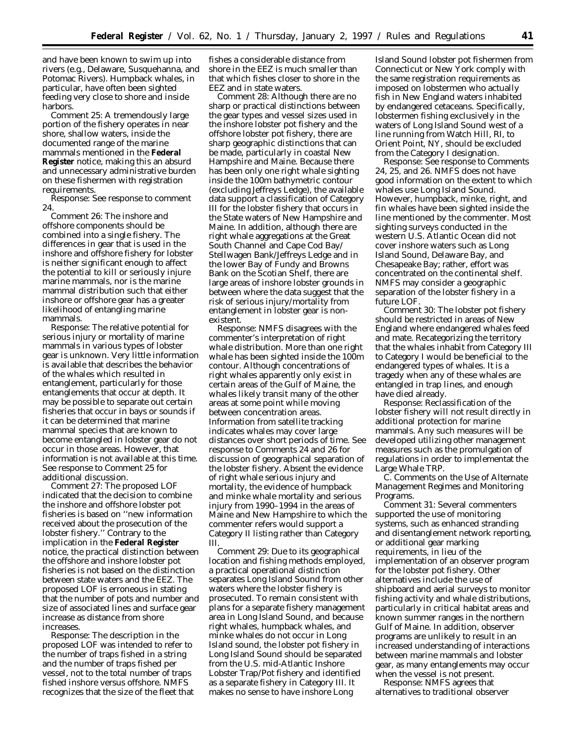and have been known to swim up into rivers (e.g., Delaware, Susquehanna, and Potomac Rivers). Humpback whales, in particular, have often been sighted feeding very close to shore and inside harbors.

*Comment 25:* A tremendously large portion of the fishery operates in near shore, shallow waters, inside the documented range of the marine mammals mentioned in the **Federal Register** notice, making this an absurd and unnecessary administrative burden on these fishermen with registration requirements.

*Response:* See response to comment 24.

*Comment 26:* The inshore and offshore components should be combined into a single fishery. The differences in gear that is used in the inshore and offshore fishery for lobster is neither significant enough to affect the potential to kill or seriously injure marine mammals, nor is the marine mammal distribution such that either inshore or offshore gear has a greater likelihood of entangling marine mammals.

*Response:* The relative potential for serious injury or mortality of marine mammals in various types of lobster gear is unknown. Very little information is available that describes the behavior of the whales which resulted in entanglement, particularly for those entanglements that occur at depth. It may be possible to separate out certain fisheries that occur in bays or sounds if it can be determined that marine mammal species that are known to become entangled in lobster gear do not occur in those areas. However, that information is not available at this time. See response to Comment 25 for additional discussion.

*Comment 27:* The proposed LOF indicated that the decision to combine the inshore and offshore lobster pot fisheries is based on ''new information received about the prosecution of the lobster fishery.'' Contrary to the implication in the **Federal Register** notice, the practical distinction between the offshore and inshore lobster pot fisheries is not based on the distinction between state waters and the EEZ. The proposed LOF is erroneous in stating that the number of pots and number and size of associated lines and surface gear increase as distance from shore increases.

*Response:* The description in the proposed LOF was intended to refer to the number of traps fished in a string and the number of traps fished per vessel, not to the total number of traps fished inshore versus offshore. NMFS recognizes that the size of the fleet that fishes a considerable distance from shore in the EEZ is much smaller than that which fishes closer to shore in the EEZ and in state waters.

*Comment 28:* Although there are no sharp or practical distinctions between the gear types and vessel sizes used in the inshore lobster pot fishery and the offshore lobster pot fishery, there are sharp geographic distinctions that can be made, particularly in coastal New Hampshire and Maine. Because there has been only one right whale sighting inside the 100m bathymetric contour (excluding Jeffreys Ledge), the available data support a classification of Category III for the lobster fishery that occurs in the State waters of New Hampshire and Maine. In addition, although there are right whale aggregations at the Great South Channel and Cape Cod Bay/Stellwagen Bank/Jeffreys Ledge and in the lower Bay of Fundy and Browns Bank on the Scotian Shelf, there are large areas of inshore lobster grounds in between where the data suggest that the risk of serious injury/mortality from entanglement in lobster gear is non-existent.

*Response:* NMFS disagrees with the commenter's interpretation of right whale distribution. More than one right whale has been sighted inside the 100m contour. Although concentrations of right whales apparently only exist in certain areas of the Gulf of Maine, the whales likely transit many of the other areas at some point while moving between concentration areas. Information from satellite tracking indicates whales may cover large distances over short periods of time. See response to Comments 24 and 26 for discussion of geographical separation of the lobster fishery. Absent the evidence of right whale serious injury and mortality, the evidence of humpback and minke whale mortality and serious injury from 1990–1994 in the areas of Maine and New Hampshire to which the commenter refers would support a Category II listing rather than Category III.

*Comment 29:* Due to its geographical location and fishing methods employed, a practical operational distinction separates Long Island Sound from other waters where the lobster fishery is prosecuted. To remain consistent with plans for a separate fishery management area in Long Island Sound, and because right whales, humpback whales, and minke whales do not occur in Long Island sound, the lobster pot fishery in Long Island Sound should be separated from the U.S. mid-Atlantic Inshore Lobster Trap/Pot fishery and identified as a separate fishery in Category III. It makes no sense to have inshore Long Island Sound lobster pot fishermen from Connecticut or New York comply with the same registration requirements as imposed on lobstermen who actually fish in New England waters inhabited by endangered cetaceans. Specifically, lobstermen fishing exclusively in the waters of Long Island Sound west of a line running from Watch Hill, RI, to Orient Point, NY, should be excluded from the Category I designation.

*Response:* See response to Comments 24, 25, and 26. NMFS does not have good information on the extent to which whales use Long Island Sound. However, humpback, minke, right, and fin whales have been sighted inside the line mentioned by the commenter. Most sighting surveys conducted in the western U.S. Atlantic Ocean did not cover inshore waters such as Long Island Sound, Delaware Bay, and Chesapeake Bay; rather, effort was concentrated on the continental shelf. NMFS may consider a geographic separation of the lobster fishery in a future LOF.

*Comment 30:* The lobster pot fishery should be restricted in areas of New England where endangered whales feed and mate. Recategorizing the territory that the whales inhabit from Category III to Category I would be beneficial to the endangered types of whales. It is a tragedy when any of these whales are entangled in trap lines, and enough have died already.

*Response:* Reclassification of the lobster fishery will not result directly in additional protection for marine mammals. Any such measures will be developed utilizing other management measures such as the promulgation of regulations in order to implementat the Large Whale TRP.

*C. Comments on the Use of Alternate Management Regimes and Monitoring Programs.*

*Comment 31:* Several commenters supported the use of monitoring systems, such as enhanced stranding and disentanglement network reporting, or additional gear marking requirements, in lieu of the implementation of an observer program for the lobster pot fishery. Other alternatives include the use of shipboard and aerial surveys to monitor fishing activity and whale distributions, particularly in critical habitat areas and known summer ranges in the northern Gulf of Maine. In addition, observer programs are unlikely to result in an increased understanding of interactions between marine mammals and lobster gear, as many entanglements may occur when the vessel is not present.

*Response:* NMFS agrees that alternatives to traditional observer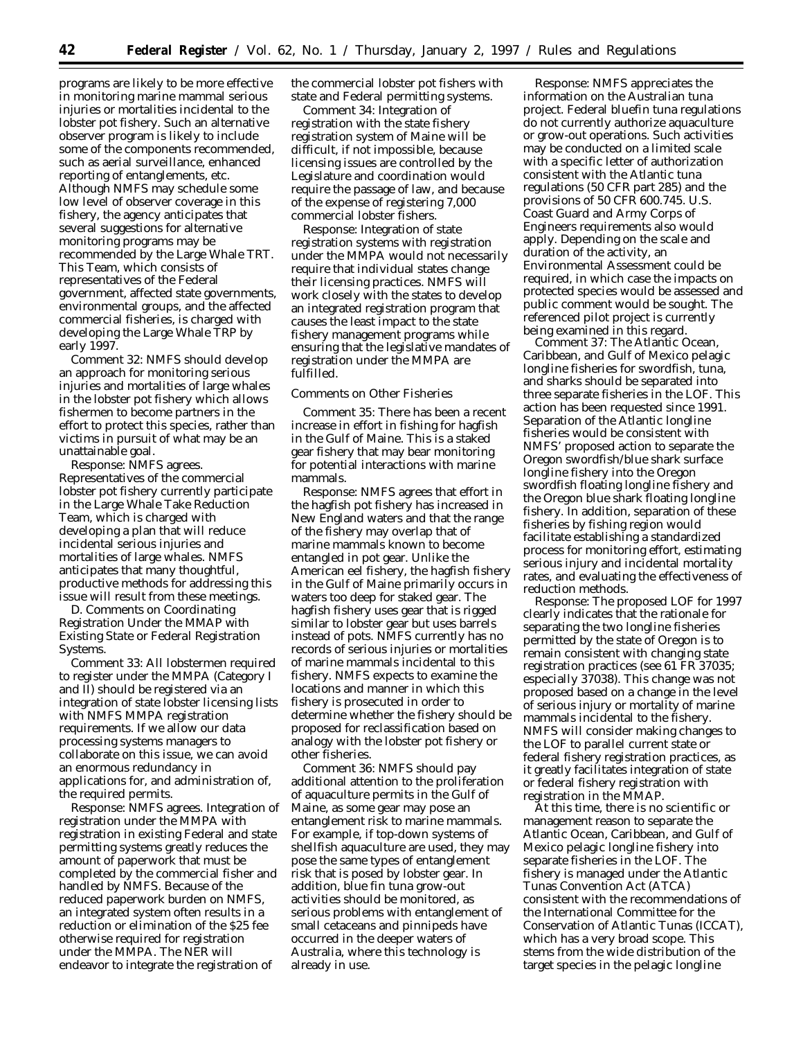programs are likely to be more effective in monitoring marine mammal serious injuries or mortalities incidental to the lobster pot fishery. Such an alternative observer program is likely to include some of the components recommended, such as aerial surveillance, enhanced reporting of entanglements, etc. Although NMFS may schedule some low level of observer coverage in this fishery, the agency anticipates that several suggestions for alternative monitoring programs may be recommended by the Large Whale TRT. This Team, which consists of representatives of the Federal government, affected state governments, environmental groups, and the affected commercial fisheries, is charged with developing the Large Whale TRP by early 1997.

*Comment 32:* NMFS should develop an approach for monitoring serious injuries and mortalities of large whales in the lobster pot fishery which allows fishermen to become partners in the effort to protect this species, rather than victims in pursuit of what may be an unattainable goal.

*Response:* NMFS agrees. Representatives of the commercial lobster pot fishery currently participate in the Large Whale Take Reduction Team, which is charged with developing a plan that will reduce incidental serious injuries and mortalities of large whales. NMFS anticipates that many thoughtful, productive methods for addressing this issue will result from these meetings.

*D. Comments on Coordinating Registration Under the MMAP with Existing State or Federal Registration Systems.*

*Comment 33:* All lobstermen required to register under the MMPA (Category I and II) should be registered via an integration of state lobster licensing lists with NMFS MMPA registration requirements. If we allow our data processing systems managers to collaborate on this issue, we can avoid an enormous redundancy in applications for, and administration of, the required permits.

*Response:* NMFS agrees. Integration of registration under the MMPA with registration in existing Federal and state permitting systems greatly reduces the amount of paperwork that must be completed by the commercial fisher and handled by NMFS. Because of the reduced paperwork burden on NMFS, an integrated system often results in a reduction or elimination of the $25 fee otherwise required for registration under the MMPA. The NER will endeavor to integrate the registration of the commercial lobster pot fishers with state and Federal permitting systems.

*Comment 34:* Integration of registration with the state fishery registration system of Maine will be difficult, if not impossible, because licensing issues are controlled by the Legislature and coordination would require the passage of law, and because of the expense of registering 7,000 commercial lobster fishers.

*Response:* Integration of state registration systems with registration under the MMPA would not necessarily require that individual states change their licensing practices. NMFS will work closely with the states to develop an integrated registration program that causes the least impact to the state fishery management programs while ensuring that the legislative mandates of registration under the MMPA are fulfilled.

*Comments on Other Fisheries*

*Comment 35:* There has been a recent increase in effort in fishing for hagfish in the Gulf of Maine. This is a staked gear fishery that may bear monitoring for potential interactions with marine mammals.

*Response:* NMFS agrees that effort in the hagfish pot fishery has increased in New England waters and that the range of the fishery may overlap that of marine mammals known to become entangled in pot gear. Unlike the American eel fishery, the hagfish fishery in the Gulf of Maine primarily occurs in waters too deep for staked gear. The hagfish fishery uses gear that is rigged similar to lobster gear but uses barrels instead of pots. NMFS currently has no records of serious injuries or mortalities of marine mammals incidental to this fishery. NMFS expects to examine the locations and manner in which this fishery is prosecuted in order to determine whether the fishery should be proposed for reclassification based on analogy with the lobster pot fishery or other fisheries.

*Comment 36:* NMFS should pay additional attention to the proliferation of aquaculture permits in the Gulf of Maine, as some gear may pose an entanglement risk to marine mammals. For example, if top-down systems of shellfish aquaculture are used, they may pose the same types of entanglement risk that is posed by lobster gear. In addition, blue fin tuna grow-out activities should be monitored, as serious problems with entanglement of small cetaceans and pinnipeds have occurred in the deeper waters of Australia, where this technology is already in use.

*Response:* NMFS appreciates the information on the Australian tuna project. Federal bluefin tuna regulations do not currently authorize aquaculture or grow-out operations. Such activities may be conducted on a limited scale with a specific letter of authorization consistent with the Atlantic tuna regulations (50 CFR part 285) and the provisions of 50 CFR 600.745. U.S. Coast Guard and Army Corps of Engineers requirements also would apply. Depending on the scale and duration of the activity, an Environmental Assessment could be required, in which case the impacts on protected species would be assessed and public comment would be sought. The referenced pilot project is currently being examined in this regard.

*Comment 37:* The Atlantic Ocean, Caribbean, and Gulf of Mexico pelagic longline fisheries for swordfish, tuna, and sharks should be separated into three separate fisheries in the LOF. This action has been requested since 1991. Separation of the Atlantic longline fisheries would be consistent with NMFS' proposed action to separate the Oregon swordfish/blue shark surface longline fishery into the Oregon swordfish floating longline fishery and the Oregon blue shark floating longline fishery. In addition, separation of these fisheries by fishing region would facilitate establishing a standardized process for monitoring effort, estimating serious injury and incidental mortality rates, and evaluating the effectiveness of reduction methods.

*Response:* The proposed LOF for 1997 clearly indicates that the rationale for separating the two longline fisheries permitted by the state of Oregon is to remain consistent with changing state registration practices (see 61 FR 37035; especially 37038). This change was not proposed based on a change in the level of serious injury or mortality of marine mammals incidental to the fishery. NMFS will consider making changes to the LOF to parallel current state or federal fishery registration practices, as it greatly facilitates integration of state or federal fishery registration with registration in the MMAP.

At this time, there is no scientific or management reason to separate the Atlantic Ocean, Caribbean, and Gulf of Mexico pelagic longline fishery into separate fisheries in the LOF. The fishery is managed under the Atlantic Tunas Convention Act (ATCA) consistent with the recommendations of the International Committee for the Conservation of Atlantic Tunas (ICCAT), which has a very broad scope. This stems from the wide distribution of the target species in the pelagic longline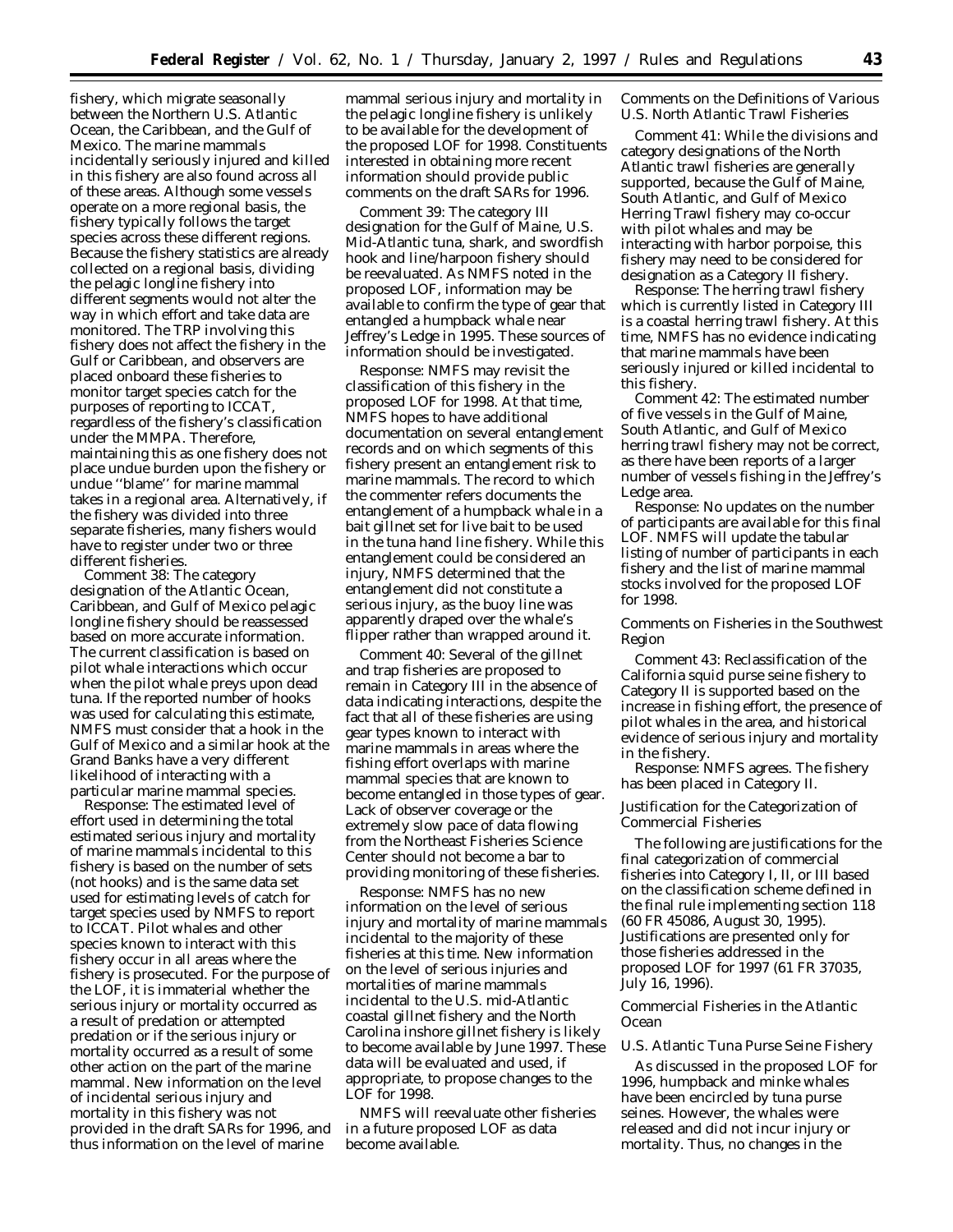fishery, which migrate seasonally between the Northern U.S. Atlantic Ocean, the Caribbean, and the Gulf of Mexico. The marine mammals incidentally seriously injured and killed in this fishery are also found across all of these areas. Although some vessels operate on a more regional basis, the fishery typically follows the target species across these different regions. Because the fishery statistics are already collected on a regional basis, dividing the pelagic longline fishery into different segments would not alter the way in which effort and take data are monitored. The TRP involving this fishery does not affect the fishery in the Gulf or Caribbean, and observers are placed onboard these fisheries to monitor target species catch for the purposes of reporting to ICCAT, regardless of the fishery's classification under the MMPA. Therefore, maintaining this as one fishery does not place undue burden upon the fishery or undue ''blame'' for marine mammal takes in a regional area. Alternatively, if the fishery was divided into three separate fisheries, many fishers would have to register under two or three different fisheries.

*Comment 38*: The category designation of the Atlantic Ocean, Caribbean, and Gulf of Mexico pelagic longline fishery should be reassessed based on more accurate information. The current classification is based on pilot whale interactions which occur when the pilot whale preys upon dead tuna. If the reported number of hooks was used for calculating this estimate, NMFS must consider that a hook in the Gulf of Mexico and a similar hook at the Grand Banks have a very different likelihood of interacting with a particular marine mammal species.

*Response*: The estimated level of effort used in determining the total estimated serious injury and mortality of marine mammals incidental to this fishery is based on the number of sets (not hooks) and is the same data set used for estimating levels of catch for target species used by NMFS to report to ICCAT. Pilot whales and other species known to interact with this fishery occur in all areas where the fishery is prosecuted. For the purpose of the LOF, it is immaterial whether the serious injury or mortality occurred as a result of predation or attempted predation or if the serious injury or mortality occurred as a result of some other action on the part of the marine mammal. New information on the level of incidental serious injury and mortality in this fishery was not provided in the draft SARs for 1996, and thus information on the level of marine mammal serious injury and mortality in the pelagic longline fishery is unlikely to be available for the development of the proposed LOF for 1998. Constituents interested in obtaining more recent information should provide public comments on the draft SARs for 1996.

*Comment 39*: The category III designation for the Gulf of Maine, U.S. Mid-Atlantic tuna, shark, and swordfish hook and line/harpoon fishery should be reevaluated. As NMFS noted in the proposed LOF, information may be available to confirm the type of gear that entangled a humpback whale near Jeffrey's Ledge in 1995. These sources of information should be investigated.

*Response*: NMFS may revisit the classification of this fishery in the proposed LOF for 1998. At that time, NMFS hopes to have additional documentation on several entanglement records and on which segments of this fishery present an entanglement risk to marine mammals. The record to which the commenter refers documents the entanglement of a humpback whale in a bait gillnet set for live bait to be used in the tuna hand line fishery. While this entanglement could be considered an injury, NMFS determined that the entanglement did not constitute a serious injury, as the buoy line was apparently draped over the whale's flipper rather than wrapped around it.

*Comment 40*: Several of the gillnet and trap fisheries are proposed to remain in Category III in the absence of data indicating interactions, despite the fact that all of these fisheries are using gear types known to interact with marine mammals in areas where the fishing effort overlaps with marine mammal species that are known to become entangled in those types of gear. Lack of observer coverage or the extremely slow pace of data flowing from the Northeast Fisheries Science Center should not become a bar to providing monitoring of these fisheries.

*Response*: NMFS has no new information on the level of serious injury and mortality of marine mammals incidental to the majority of these fisheries at this time. New information on the level of serious injuries and mortalities of marine mammals incidental to the U.S. mid-Atlantic coastal gillnet fishery and the North Carolina inshore gillnet fishery is likely to become available by June 1997. These data will be evaluated and used, if appropriate, to propose changes to the LOF for 1998.

NMFS will reevaluate other fisheries in a future proposed LOF as data become available.

*Comments on the Definitions of Various U.S. North Atlantic Trawl Fisheries*

*Comment 41*: While the divisions and category designations of the North Atlantic trawl fisheries are generally supported, because the Gulf of Maine, South Atlantic, and Gulf of Mexico Herring Trawl fishery may co-occur with pilot whales and may be interacting with harbor porpoise, this fishery may need to be considered for designation as a Category II fishery.

*Response*: The herring trawl fishery which is currently listed in Category III is a coastal herring trawl fishery. At this time, NMFS has no evidence indicating that marine mammals have been seriously injured or killed incidental to this fishery.

*Comment 42*: The estimated number of five vessels in the Gulf of Maine, South Atlantic, and Gulf of Mexico herring trawl fishery may not be correct, as there have been reports of a larger number of vessels fishing in the Jeffrey's Ledge area.

*Response*: No updates on the number of participants are available for this final LOF. NMFS will update the tabular listing of number of participants in each fishery and the list of marine mammal stocks involved for the proposed LOF for 1998.

*Comments on Fisheries in the Southwest Region*

*Comment 43*: Reclassification of the California squid purse seine fishery to Category II is supported based on the increase in fishing effort, the presence of pilot whales in the area, and historical evidence of serious injury and mortality in the fishery.

*Response*: NMFS agrees. The fishery has been placed in Category II.

*Justification for the Categorization of Commercial Fisheries*

The following are justifications for the final categorization of commercial fisheries into Category I, II, or III based on the classification scheme defined in the final rule implementing section 118 (60 FR 45086, August 30, 1995). Justifications are presented only for those fisheries addressed in the proposed LOF for 1997 (61 FR 37035, July 16, 1996).

*Commercial Fisheries in the Atlantic Ocean*

*U.S. Atlantic Tuna Purse Seine Fishery*

As discussed in the proposed LOF for 1996, humpback and minke whales have been encircled by tuna purse seines. However, the whales were released and did not incur injury or mortality. Thus, no changes in the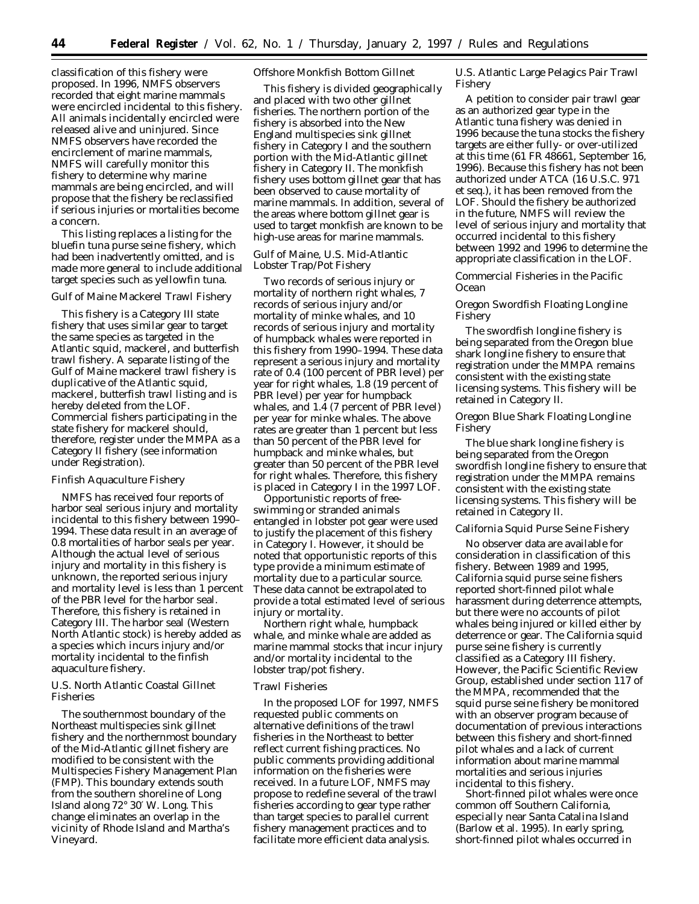classification of this fishery were proposed. In 1996, NMFS observers recorded that eight marine mammals were encircled incidental to this fishery. All animals incidentally encircled were released alive and uninjured. Since NMFS observers have recorded the encirclement of marine mammals, NMFS will carefully monitor this fishery to determine why marine mammals are being encircled, and will propose that the fishery be reclassified if serious injuries or mortalities become a concern.

This listing replaces a listing for the bluefin tuna purse seine fishery, which had been inadvertently omitted, and is made more general to include additional target species such as yellowfin tuna.

### Gulf of Maine Mackerel Trawl Fishery

This fishery is a Category III state fishery that uses similar gear to target the same species as targeted in the Atlantic squid, mackerel, and butterfish trawl fishery. A separate listing of the Gulf of Maine mackerel trawl fishery is duplicative of the Atlantic squid, mackerel, butterfish trawl listing and is hereby deleted from the LOF. Commercial fishers participating in the state fishery for mackerel should, therefore, register under the MMPA as a Category II fishery (see information under Registration).

### Finfish Aquaculture Fishery

NMFS has received four reports of harbor seal serious injury and mortality incidental to this fishery between 1990–1994. These data result in an average of 0.8 mortalities of harbor seals per year. Although the actual level of serious injury and mortality in this fishery is unknown, the reported serious injury and mortality level is less than 1 percent of the PBR level for the harbor seal. Therefore, this fishery is retained in Category III. The harbor seal (Western North Atlantic stock) is hereby added as a species which incurs injury and/or mortality incidental to the finfish aquaculture fishery.

### U.S. North Atlantic Coastal Gillnet Fisheries

The southernmost boundary of the Northeast multispecies sink gillnet fishery and the northernmost boundary of the Mid-Atlantic gillnet fishery are modified to be consistent with the Multispecies Fishery Management Plan (FMP). This boundary extends south from the southern shoreline of Long Island along 72° 30′ W. Long. This change eliminates an overlap in the vicinity of Rhode Island and Martha's Vineyard.

### Offshore Monkfish Bottom Gillnet

This fishery is divided geographically and placed with two other gillnet fisheries. The northern portion of the fishery is absorbed into the New England multispecies sink gillnet fishery in Category I and the southern portion with the Mid-Atlantic gillnet fishery in Category II. The monkfish fishery uses bottom gillnet gear that has been observed to cause mortality of marine mammals. In addition, several of the areas where bottom gillnet gear is used to target monkfish are known to be high-use areas for marine mammals.

### Gulf of Maine, U.S. Mid-Atlantic Lobster Trap/Pot Fishery

Two records of serious injury or mortality of northern right whales, 7 records of serious injury and/or mortality of minke whales, and 10 records of serious injury and mortality of humpback whales were reported in this fishery from 1990–1994. These data represent a serious injury and mortality rate of 0.4 (100 percent of PBR level) per year for right whales, 1.8 (19 percent of PBR level) per year for humpback whales, and 1.4 (7 percent of PBR level) per year for minke whales. The above rates are greater than 1 percent but less than 50 percent of the PBR level for humpback and minke whales, but greater than 50 percent of the PBR level for right whales. Therefore, this fishery is placed in Category I in the 1997 LOF.

Opportunistic reports of free-swimming or stranded animals entangled in lobster pot gear were used to justify the placement of this fishery in Category I. However, it should be noted that opportunistic reports of this type provide a minimum estimate of mortality due to a particular source. These data cannot be extrapolated to provide a total estimated level of serious injury or mortality.

Northern right whale, humpback whale, and minke whale are added as marine mammal stocks that incur injury and/or mortality incidental to the lobster trap/pot fishery.

### Trawl Fisheries

In the proposed LOF for 1997, NMFS requested public comments on alternative definitions of the trawl fisheries in the Northeast to better reflect current fishing practices. No public comments providing additional information on the fisheries were received. In a future LOF, NMFS may propose to redefine several of the trawl fisheries according to gear type rather than target species to parallel current fishery management practices and to facilitate more efficient data analysis.

### U.S. Atlantic Large Pelagics Pair Trawl Fishery

A petition to consider pair trawl gear as an authorized gear type in the Atlantic tuna fishery was denied in 1996 because the tuna stocks the fishery targets are either fully- or over-utilized at this time (61 FR 48661, September 16, 1996). Because this fishery has not been authorized under ATCA (16 U.S.C. 971 et seq.), it has been removed from the LOF. Should the fishery be authorized in the future, NMFS will review the level of serious injury and mortality that occurred incidental to this fishery between 1992 and 1996 to determine the appropriate classification in the LOF.

## Commercial Fisheries in the Pacific Ocean

### Oregon Swordfish Floating Longline Fishery

The swordfish longline fishery is being separated from the Oregon blue shark longline fishery to ensure that registration under the MMPA remains consistent with the existing state licensing systems. This fishery will be retained in Category II.

### Oregon Blue Shark Floating Longline Fishery

The blue shark longline fishery is being separated from the Oregon swordfish longline fishery to ensure that registration under the MMPA remains consistent with the existing state licensing systems. This fishery will be retained in Category II.

### California Squid Purse Seine Fishery

No observer data are available for consideration in classification of this fishery. Between 1989 and 1995, California squid purse seine fishers reported short-finned pilot whale harassment during deterrence attempts, but there were no accounts of pilot whales being injured or killed either by deterrence or gear. The California squid purse seine fishery is currently classified as a Category III fishery. However, the Pacific Scientific Review Group, established under section 117 of the MMPA, recommended that the squid purse seine fishery be monitored with an observer program because of documentation of previous interactions between this fishery and short-finned pilot whales and a lack of current information about marine mammal mortalities and serious injuries incidental to this fishery.

Short-finned pilot whales were once common off Southern California, especially near Santa Catalina Island (Barlow et al. 1995). In early spring, short-finned pilot whales occurred in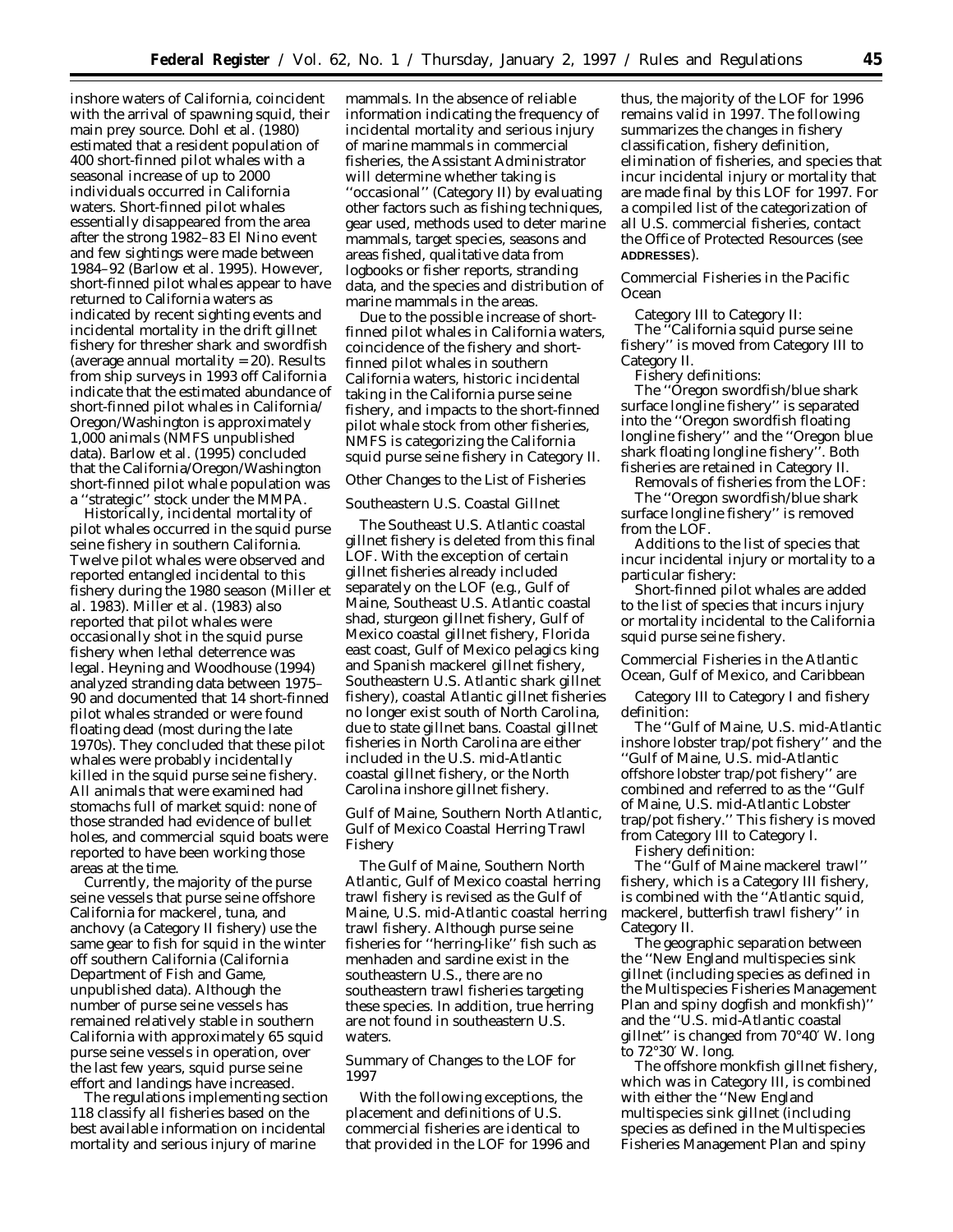inshore waters of California, coincident with the arrival of spawning squid, their main prey source. Dohl et al. (1980) estimated that a resident population of 400 short-finned pilot whales with a seasonal increase of up to 2000 individuals occurred in California waters. Short-finned pilot whales essentially disappeared from the area after the strong 1982–83 El Nino event and few sightings were made between 1984–92 (Barlow et al. 1995). However, short-finned pilot whales appear to have returned to California waters as indicated by recent sighting events and incidental mortality in the drift gillnet fishery for thresher shark and swordfish (average annual mortality = 20). Results from ship surveys in 1993 off California indicate that the estimated abundance of short-finned pilot whales in California/Oregon/Washington is approximately 1,000 animals (NMFS unpublished data). Barlow et al. (1995) concluded that the California/Oregon/Washington short-finned pilot whale population was a ''strategic'' stock under the MMPA.

Historically, incidental mortality of pilot whales occurred in the squid purse seine fishery in southern California. Twelve pilot whales were observed and reported entangled incidental to this fishery during the 1980 season (Miller et al. 1983). Miller et al. (1983) also reported that pilot whales were occasionally shot in the squid purse fishery when lethal deterrence was legal. Heyning and Woodhouse (1994) analyzed stranding data between 1975–90 and documented that 14 short-finned pilot whales stranded or were found floating dead (most during the late 1970s). They concluded that these pilot whales were probably incidentally killed in the squid purse seine fishery. All animals that were examined had stomachs full of market squid: none of those stranded had evidence of bullet holes, and commercial squid boats were reported to have been working those areas at the time.

Currently, the majority of the purse seine vessels that purse seine offshore California for mackerel, tuna, and anchovy (a Category II fishery) use the same gear to fish for squid in the winter off southern California (California Department of Fish and Game, unpublished data). Although the number of purse seine vessels has remained relatively stable in southern California with approximately 65 squid purse seine vessels in operation, over the last few years, squid purse seine effort and landings have increased.

The regulations implementing section 118 classify all fisheries based on the best available information on incidental mortality and serious injury of marine mammals. In the absence of reliable information indicating the frequency of incidental mortality and serious injury of marine mammals in commercial fisheries, the Assistant Administrator will determine whether taking is ''occasional'' (Category II) by evaluating other factors such as fishing techniques, gear used, methods used to deter marine mammals, target species, seasons and areas fished, qualitative data from logbooks or fisher reports, stranding data, and the species and distribution of marine mammals in the areas.

Due to the possible increase of short-finned pilot whales in California waters, coincidence of the fishery and short-finned pilot whales in southern California waters, historic incidental taking in the California purse seine fishery, and impacts to the short-finned pilot whale stock from other fisheries, NMFS is categorizing the California squid purse seine fishery in Category II.

## Other Changes to the List of Fisheries

### Southeastern U.S. Coastal Gillnet

The Southeast U.S. Atlantic coastal gillnet fishery is deleted from this final LOF. With the exception of certain gillnet fisheries already included separately on the LOF (e.g., Gulf of Maine, Southeast U.S. Atlantic coastal shad, sturgeon gillnet fishery, Gulf of Mexico coastal gillnet fishery, Florida east coast, Gulf of Mexico pelagics king and Spanish mackerel gillnet fishery, Southeastern U.S. Atlantic shark gillnet fishery), coastal Atlantic gillnet fisheries no longer exist south of North Carolina, due to state gillnet bans. Coastal gillnet fisheries in North Carolina are either included in the U.S. mid-Atlantic coastal gillnet fishery, or the North Carolina inshore gillnet fishery.

### Gulf of Maine, Southern North Atlantic, Gulf of Mexico Coastal Herring Trawl Fishery

The Gulf of Maine, Southern North Atlantic, Gulf of Mexico coastal herring trawl fishery is revised as the Gulf of Maine, U.S. mid-Atlantic coastal herring trawl fishery. Although purse seine fisheries for ''herring-like'' fish such as menhaden and sardine exist in the southeastern U.S., there are no southeastern trawl fisheries targeting these species. In addition, true herring are not found in southeastern U.S. waters.

## Summary of Changes to the LOF for 1997

With the following exceptions, the placement and definitions of U.S. commercial fisheries are identical to that provided in the LOF for 1996 and thus, the majority of the LOF for 1996 remains valid in 1997. The following summarizes the changes in fishery classification, fishery definition, elimination of fisheries, and species that incur incidental injury or mortality that are made final by this LOF for 1997. For a compiled list of the categorization of all U.S. commercial fisheries, contact the Office of Protected Resources (see **ADDRESSES**).

### Commercial Fisheries in the Pacific Ocean

Category III to Category II:

The ''California squid purse seine fishery'' is moved from Category III to Category II.

Fishery definitions:

The ''Oregon swordfish/blue shark surface longline fishery'' is separated into the ''Oregon swordfish floating longline fishery'' and the ''Oregon blue shark floating longline fishery''. Both fisheries are retained in Category II.

Removals of fisheries from the LOF:

The ''Oregon swordfish/blue shark surface longline fishery'' is removed from the LOF.

Additions to the list of species that incur incidental injury or mortality to a particular fishery:

Short-finned pilot whales are added to the list of species that incurs injury or mortality incidental to the California squid purse seine fishery.

### Commercial Fisheries in the Atlantic Ocean, Gulf of Mexico, and Caribbean

Category III to Category I and fishery definition:

The ''Gulf of Maine, U.S. mid-Atlantic inshore lobster trap/pot fishery'' and the ''Gulf of Maine, U.S. mid-Atlantic offshore lobster trap/pot fishery'' are combined and referred to as the ''Gulf of Maine, U.S. mid-Atlantic Lobster trap/pot fishery.'' This fishery is moved from Category III to Category I.

Fishery definition:

The ''Gulf of Maine mackerel trawl'' fishery, which is a Category III fishery, is combined with the ''Atlantic squid, mackerel, butterfish trawl fishery'' in Category II.

The geographic separation between the ''New England multispecies sink gillnet (including species as defined in the Multispecies Fisheries Management Plan and spiny dogfish and monkfish)'' and the ''U.S. mid-Atlantic coastal gillnet'' is changed from 70°40′ W. long to 72°30′ W. long.

The offshore monkfish gillnet fishery, which was in Category III, is combined with either the ''New England multispecies sink gillnet (including species as defined in the Multispecies Fisheries Management Plan and spiny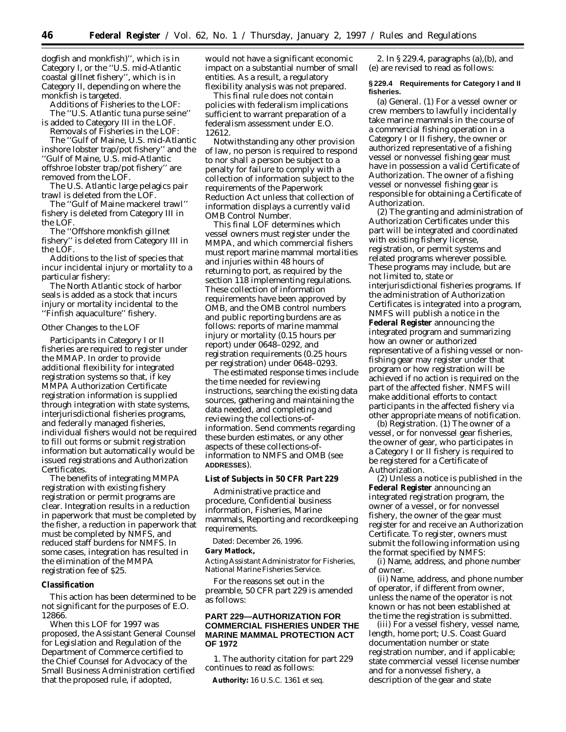dogfish and monkfish)'', which is in Category I, or the ''U.S. mid-Atlantic coastal gillnet fishery'', which is in Category II, depending on where the monkfish is targeted.

Additions of Fisheries to the LOF:

The ''U.S. Atlantic tuna purse seine'' is added to Category III in the LOF.

Removals of Fisheries in the LOF:

The ''Gulf of Maine, U.S. mid-Atlantic inshore lobster trap/pot fishery'' and the ''Gulf of Maine, U.S. mid-Atlantic offshroe lobster trap/pot fishery'' are removed from the LOF.

The U.S. Atlantic large pelagics pair trawl is deleted from the LOF.

The ''Gulf of Maine mackerel trawl'' fishery is deleted from Category III in the LOF.

The ''Offshore monkfish gillnet fishery'' is deleted from Category III in the LOF.

Additions to the list of species that incur incidental injury or mortality to a particular fishery:

The North Atlantic stock of harbor seals is added as a stock that incurs injury or mortality incidental to the ''Finfish aquaculture'' fishery.

*Other Changes to the LOF*

Participants in Category I or II fisheries are required to register under the MMAP. In order to provide additional flexibility for integrated registration systems so that, if key MMPA Authorization Certificate registration information is supplied through integration with state systems, interjurisdictional fisheries programs, and federally managed fisheries, individual fishers would not be required to fill out forms or submit registration information but automatically would be issued registrations and Authorization Certificates.

The benefits of integrating MMPA registration with existing fishery registration or permit programs are clear. Integration results in a reduction in paperwork that must be completed by the fisher, a reduction in paperwork that must be completed by NMFS, and reduced staff burdens for NMFS. In some cases, integration has resulted in the elimination of the MMPA registration fee of $25.

**Classification**

This action has been determined to be not significant for the purposes of E.O. 12866.

When this LOF for 1997 was proposed, the Assistant General Counsel for Legislation and Regulation of the Department of Commerce certified to the Chief Counsel for Advocacy of the Small Business Administration certified that the proposed rule, if adopted, would not have a significant economic impact on a substantial number of small entities. As a result, a regulatory flexibility analysis was not prepared.

This final rule does not contain policies with federalism implications sufficient to warrant preparation of a federalism assessment under E.O. 12612.

Notwithstanding any other provision of law, no person is required to respond to nor shall a person be subject to a penalty for failure to comply with a collection of information subject to the requirements of the Paperwork Reduction Act unless that collection of information displays a currently valid OMB Control Number.

This final LOF determines which vessel owners must register under the MMPA, and which commercial fishers must report marine mammal mortalities and injuries within 48 hours of returning to port, as required by the section 118 implementing regulations. These collection of information requirements have been approved by OMB, and the OMB control numbers and public reporting burdens are as follows: reports of marine mammal injury or mortality (0.15 hours per report) under 0648–0292, and registration requirements (0.25 hours per registration) under 0648–0293.

The estimated response times include the time needed for reviewing instructions, searching the existing data sources, gathering and maintaining the data needed, and completing and reviewing the collections-of-information. Send comments regarding these burden estimates, or any other aspects of these collections-of-information to NMFS and OMB (see **ADDRESSES**).

**List of Subjects in 50 CFR Part 229**

Administrative practice and procedure, Confidential business information, Fisheries, Marine mammals, Reporting and recordkeeping requirements.

Dated: December 26, 1996.

**Gary Matlock,**

*Acting Assistant Administrator for Fisheries, National Marine Fisheries Service.*

For the reasons set out in the preamble, 50 CFR part 229 is amended as follows:

## PART 229—AUTHORIZATION FOR COMMERCIAL FISHERIES UNDER THE MARINE MAMMAL PROTECTION ACT OF 1972

1. The authority citation for part 229 continues to read as follows:

**Authority:** 16 U.S.C. 1361 *et seq.*

2. In § 229.4, paragraphs (a),(b), and (e) are revised to read as follows:

**§ 229.4 Requirements for Category I and II fisheries.**

(a) *General.* (1) For a vessel owner or crew members to lawfully incidentally take marine mammals in the course of a commercial fishing operation in a Category I or II fishery, the owner or authorized representative of a fishing vessel or nonvessel fishing gear must have in possession a valid Certificate of Authorization. The owner of a fishing vessel or nonvessel fishing gear is responsible for obtaining a Certificate of Authorization.

(2) The granting and administration of Authorization Certificates under this part will be integrated and coordinated with existing fishery license, registration, or permit systems and related programs wherever possible. These programs may include, but are not limited to, state or interjurisdictional fisheries programs. If the administration of Authorization Certificates is integrated into a program, NMFS will publish a notice in the **Federal Register** announcing the integrated program and summarizing how an owner or authorized representative of a fishing vessel or non-fishing gear may register under that program or how registration will be achieved if no action is required on the part of the affected fisher. NMFS will make additional efforts to contact participants in the affected fishery via other appropriate means of notification.

(b) *Registration.* (1) The owner of a vessel, or for nonvessel gear fisheries, the owner of gear, who participates in a Category I or II fishery is required to be registered for a Certificate of Authorization.

(2) Unless a notice is published in the **Federal Register** announcing an integrated registration program, the owner of a vessel, or for nonvessel fishery, the owner of the gear must register for and receive an Authorization Certificate. To register, owners must submit the following information using the format specified by NMFS:

(i) Name, address, and phone number of owner.

(ii) Name, address, and phone number of operator, if different from owner, unless the name of the operator is not known or has not been established at the time the registration is submitted.

(iii) For a vessel fishery, vessel name, length, home port; U.S. Coast Guard documentation number or state registration number, and if applicable; state commercial vessel license number and for a nonvessel fishery, a description of the gear and state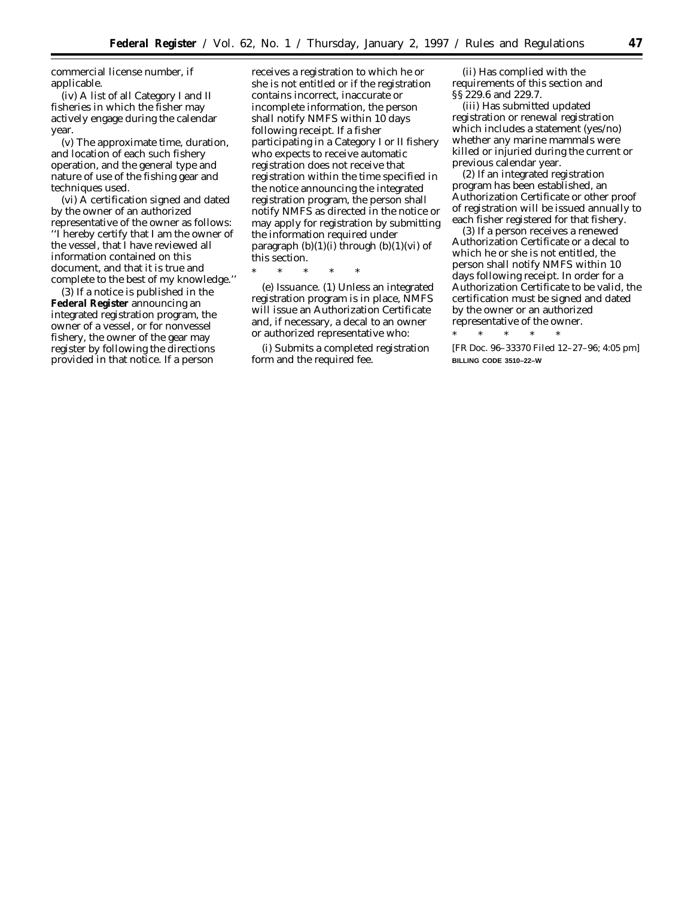commercial license number, if applicable.

(iv) A list of all Category I and II fisheries in which the fisher may actively engage during the calendar year.

(v) The approximate time, duration, and location of each such fishery operation, and the general type and nature of use of the fishing gear and techniques used.

(vi) A certification signed and dated by the owner of an authorized representative of the owner as follows: ''I hereby certify that I am the owner of the vessel, that I have reviewed all information contained on this document, and that it is true and complete to the best of my knowledge.''

(3) If a notice is published in the **Federal Register** announcing an integrated registration program, the owner of a vessel, or for nonvessel fishery, the owner of the gear may register by following the directions provided in that notice. If a person receives a registration to which he or she is not entitled or if the registration contains incorrect, inaccurate or incomplete information, the person shall notify NMFS within 10 days following receipt. If a fisher participating in a Category I or II fishery who expects to receive automatic registration does not receive that registration within the time specified in the notice announcing the integrated registration program, the person shall notify NMFS as directed in the notice or may apply for registration by submitting the information required under paragraph (b)(1)(i) through (b)(1)(vi) of this section.

\* \* \* \* \*

(e) *Issuance.* (1) Unless an integrated registration program is in place, NMFS will issue an Authorization Certificate and, if necessary, a decal to an owner or authorized representative who:

(i) Submits a completed registration form and the required fee.

(ii) Has complied with the requirements of this section and §§ 229.6 and 229.7.

(iii) Has submitted updated registration or renewal registration which includes a statement (yes/no) whether any marine mammals were killed or injuried during the current or previous calendar year.

(2) If an integrated registration program has been established, an Authorization Certificate or other proof of registration will be issued annually to each fisher registered for that fishery.

(3) If a person receives a renewed Authorization Certificate or a decal to which he or she is not entitled, the person shall notify NMFS within 10 days following receipt. In order for a Authorization Certificate to be valid, the certification must be signed and dated by the owner or an authorized representative of the owner.

\* \* \* \* \*

[FR Doc. 96–33370 Filed 12–27–96; 4:05 pm]

BILLING CODE 3510–22–W